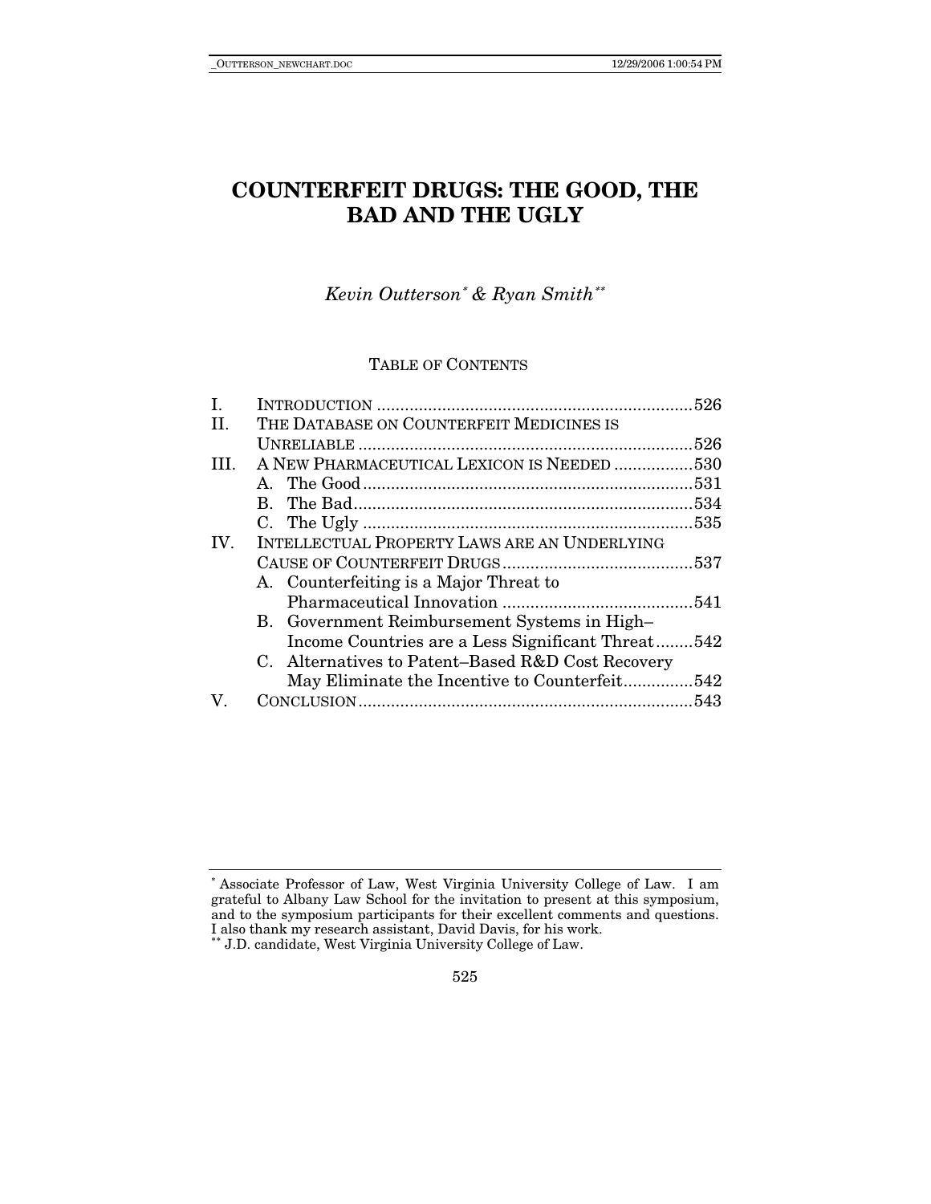# COUNTERFEIT DRUGS: THE GOOD, THE BAD AND THE UGLY

*Kevin Outterson*[*] *& Ryan Smith*[**]

TABLE OF CONTENTS

| | | |
|---|---|---|
| I. | INTRODUCTION | 526 |
| II. | THE DATABASE ON COUNTERFEIT MEDICINES IS UNRELIABLE | 526 |
| III. | A NEW PHARMACEUTICAL LEXICON IS NEEDED | 530 |
| | A. The Good | 531 |
| | B. The Bad | 534 |
| | C. The Ugly | 535 |
| IV. | INTELLECTUAL PROPERTY LAWS ARE AN UNDERLYING CAUSE OF COUNTERFEIT DRUGS | 537 |
| | A. Counterfeiting is a Major Threat to Pharmaceutical Innovation | 541 |
| | B. Government Reimbursement Systems in High–Income Countries are a Less Significant Threat | 542 |
| | C. Alternatives to Patent–Based R&D Cost Recovery May Eliminate the Incentive to Counterfeit | 542 |
| V. | CONCLUSION | 543 |

---

[*] Associate Professor of Law, West Virginia University College of Law. I am grateful to Albany Law School for the invitation to present at this symposium, and to the symposium participants for their excellent comments and questions. I also thank my research assistant, David Davis, for his work.

[**] J.D. candidate, West Virginia University College of Law.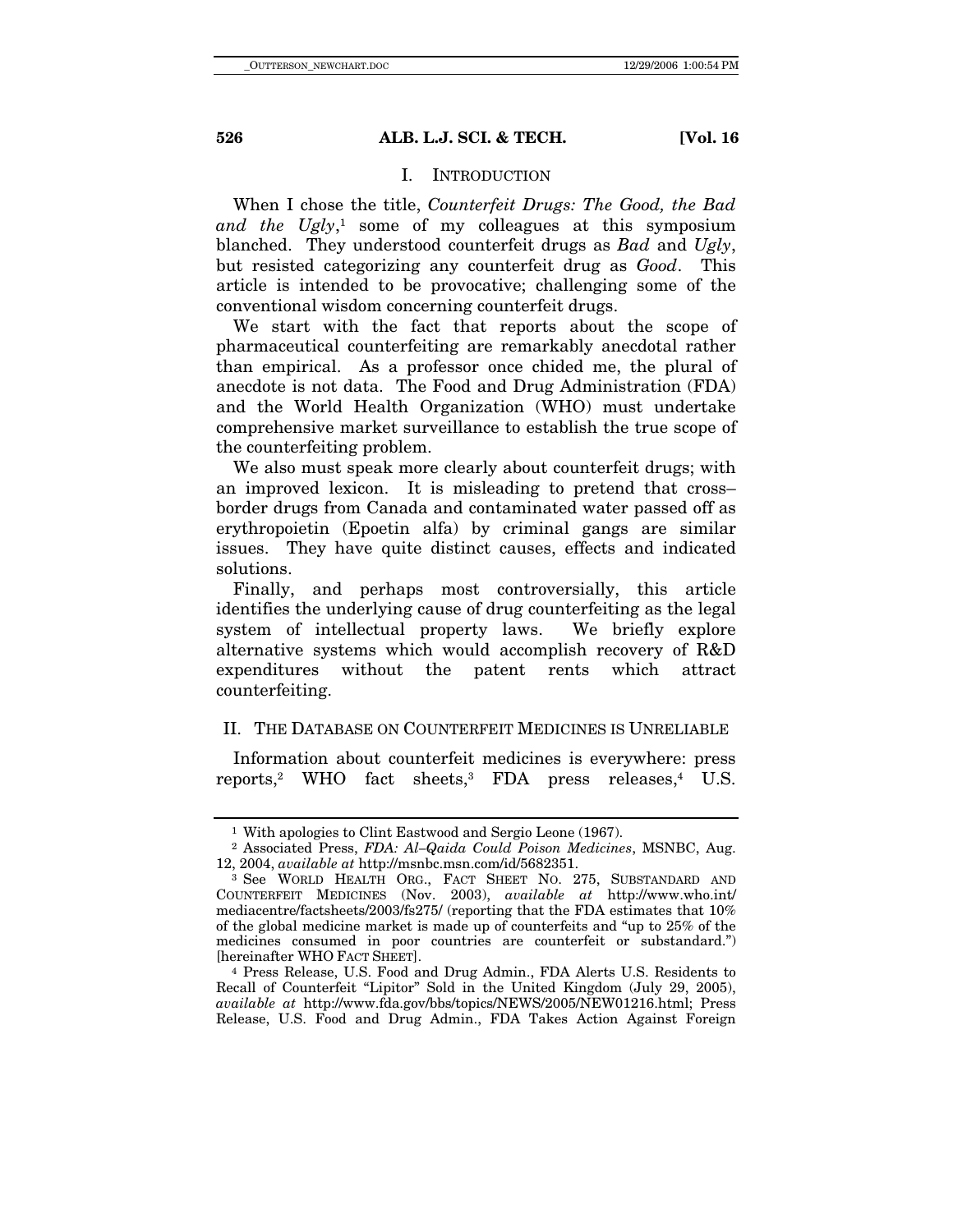## I. INTRODUCTION

When I chose the title, *Counterfeit Drugs: The Good, the Bad and the Ugly*,[1] some of my colleagues at this symposium blanched. They understood counterfeit drugs as *Bad* and *Ugly*, but resisted categorizing any counterfeit drug as *Good*. This article is intended to be provocative; challenging some of the conventional wisdom concerning counterfeit drugs.

We start with the fact that reports about the scope of pharmaceutical counterfeiting are remarkably anecdotal rather than empirical. As a professor once chided me, the plural of anecdote is not data. The Food and Drug Administration (FDA) and the World Health Organization (WHO) must undertake comprehensive market surveillance to establish the true scope of the counterfeiting problem.

We also must speak more clearly about counterfeit drugs; with an improved lexicon. It is misleading to pretend that cross–border drugs from Canada and contaminated water passed off as erythropoietin (Epoetin alfa) by criminal gangs are similar issues. They have quite distinct causes, effects and indicated solutions.

Finally, and perhaps most controversially, this article identifies the underlying cause of drug counterfeiting as the legal system of intellectual property laws. We briefly explore alternative systems which would accomplish recovery of R&D expenditures without the patent rents which attract counterfeiting.

## II. THE DATABASE ON COUNTERFEIT MEDICINES IS UNRELIABLE

Information about counterfeit medicines is everywhere: press reports,[2] WHO fact sheets,[3] FDA press releases,[4] U.S.

---

[1] With apologies to Clint Eastwood and Sergio Leone (1967).

[2] Associated Press, *FDA: Al–Qaida Could Poison Medicines*, MSNBC, Aug. 12, 2004, *available at* http://msnbc.msn.com/id/5682351.

[3] See WORLD HEALTH ORG., FACT SHEET NO. 275, SUBSTANDARD AND COUNTERFEIT MEDICINES (Nov. 2003), *available at* http://www.who.int/mediacentre/factsheets/2003/fs275/ (reporting that the FDA estimates that 10% of the global medicine market is made up of counterfeits and "up to 25% of the medicines consumed in poor countries are counterfeit or substandard.") [hereinafter WHO FACT SHEET].

[4] Press Release, U.S. Food and Drug Admin., FDA Alerts U.S. Residents to Recall of Counterfeit "Lipitor" Sold in the United Kingdom (July 29, 2005), *available at* http://www.fda.gov/bbs/topics/NEWS/2005/NEW01216.html; Press Release, U.S. Food and Drug Admin., FDA Takes Action Against Foreign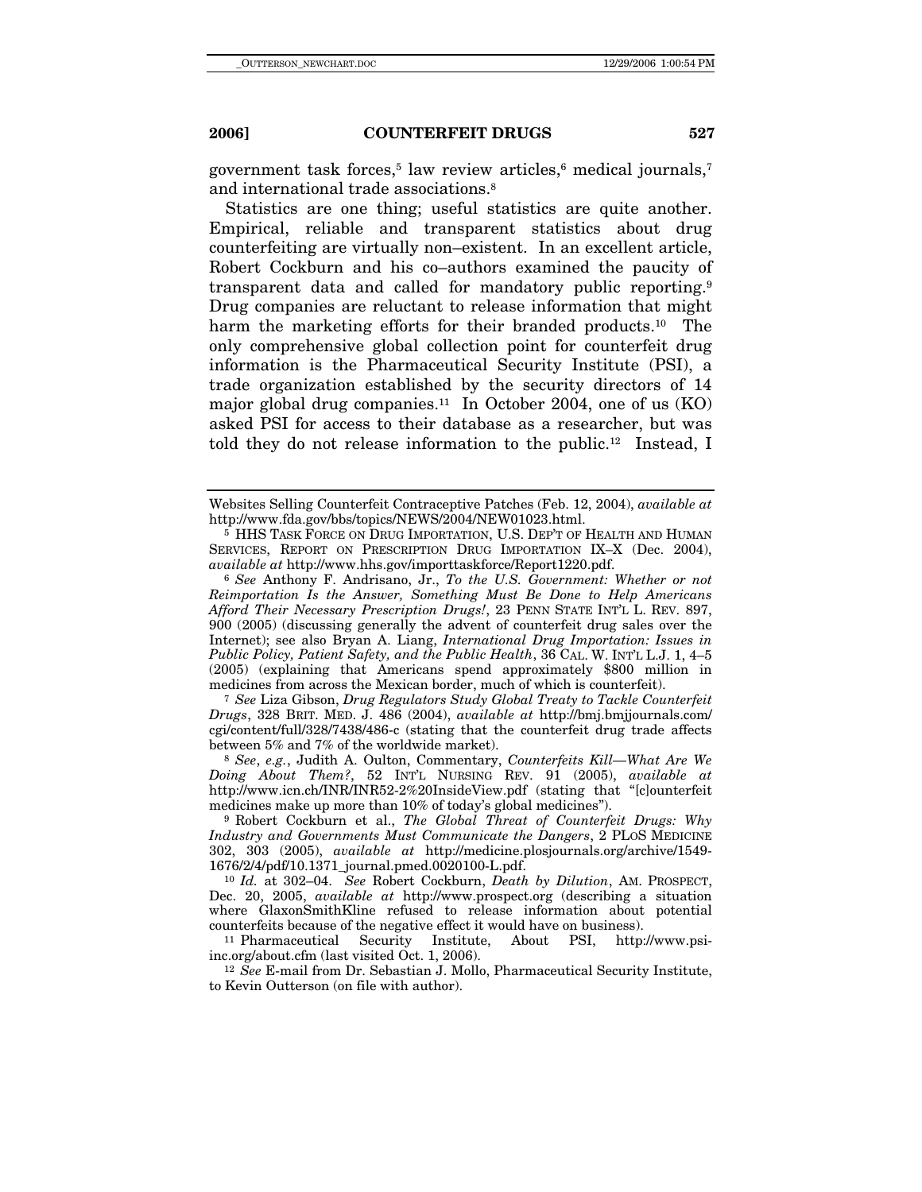government task forces,[5] law review articles,[6] medical journals,[7] and international trade associations.[8]

Statistics are one thing; useful statistics are quite another. Empirical, reliable and transparent statistics about drug counterfeiting are virtually non–existent. In an excellent article, Robert Cockburn and his co–authors examined the paucity of transparent data and called for mandatory public reporting.[9] Drug companies are reluctant to release information that might harm the marketing efforts for their branded products.[10] The only comprehensive global collection point for counterfeit drug information is the Pharmaceutical Security Institute (PSI), a trade organization established by the security directors of 14 major global drug companies.[11] In October 2004, one of us (KO) asked PSI for access to their database as a researcher, but was told they do not release information to the public.[12] Instead, I

---

Websites Selling Counterfeit Contraceptive Patches (Feb. 12, 2004), *available at* http://www.fda.gov/bbs/topics/NEWS/2004/NEW01023.html.

[5] HHS TASK FORCE ON DRUG IMPORTATION, U.S. DEP'T OF HEALTH AND HUMAN SERVICES, REPORT ON PRESCRIPTION DRUG IMPORTATION IX–X (Dec. 2004), *available at* http://www.hhs.gov/importtaskforce/Report1220.pdf.

[6] *See* Anthony F. Andrisano, Jr., *To the U.S. Government: Whether or not Reimportation Is the Answer, Something Must Be Done to Help Americans Afford Their Necessary Prescription Drugs!*, 23 PENN STATE INT'L L. REV. 897, 900 (2005) (discussing generally the advent of counterfeit drug sales over the Internet); see also Bryan A. Liang, *International Drug Importation: Issues in Public Policy, Patient Safety, and the Public Health*, 36 CAL. W. INT'L L.J. 1, 4–5 (2005) (explaining that Americans spend approximately $800 million in medicines from across the Mexican border, much of which is counterfeit).

[7] *See* Liza Gibson, *Drug Regulators Study Global Treaty to Tackle Counterfeit Drugs*, 328 BRIT. MED. J. 486 (2004), *available at* http://bmj.bmjjournals.com/cgi/content/full/328/7438/486-c (stating that the counterfeit drug trade affects between 5% and 7% of the worldwide market).

[8] *See*, *e.g.*, Judith A. Oulton, Commentary, *Counterfeits Kill—What Are We Doing About Them?*, 52 INT'L NURSING REV. 91 (2005), *available at* http://www.icn.ch/INR/INR52-2%20InsideView.pdf (stating that "[c]ounterfeit medicines make up more than 10% of today's global medicines").

[9] Robert Cockburn et al., *The Global Threat of Counterfeit Drugs: Why Industry and Governments Must Communicate the Dangers*, 2 PLOS MEDICINE 302, 303 (2005), *available at* http://medicine.plosjournals.org/archive/1549-1676/2/4/pdf/10.1371_journal.pmed.0020100-L.pdf.

[10] *Id.* at 302–04. *See* Robert Cockburn, *Death by Dilution*, AM. PROSPECT, Dec. 20, 2005, *available at* http://www.prospect.org (describing a situation where GlaxonSmithKline refused to release information about potential counterfeits because of the negative effect it would have on business).

[11] Pharmaceutical Security Institute, About PSI, http://www.psi-inc.org/about.cfm (last visited Oct. 1, 2006).

[12] *See* E-mail from Dr. Sebastian J. Mollo, Pharmaceutical Security Institute, to Kevin Outterson (on file with author).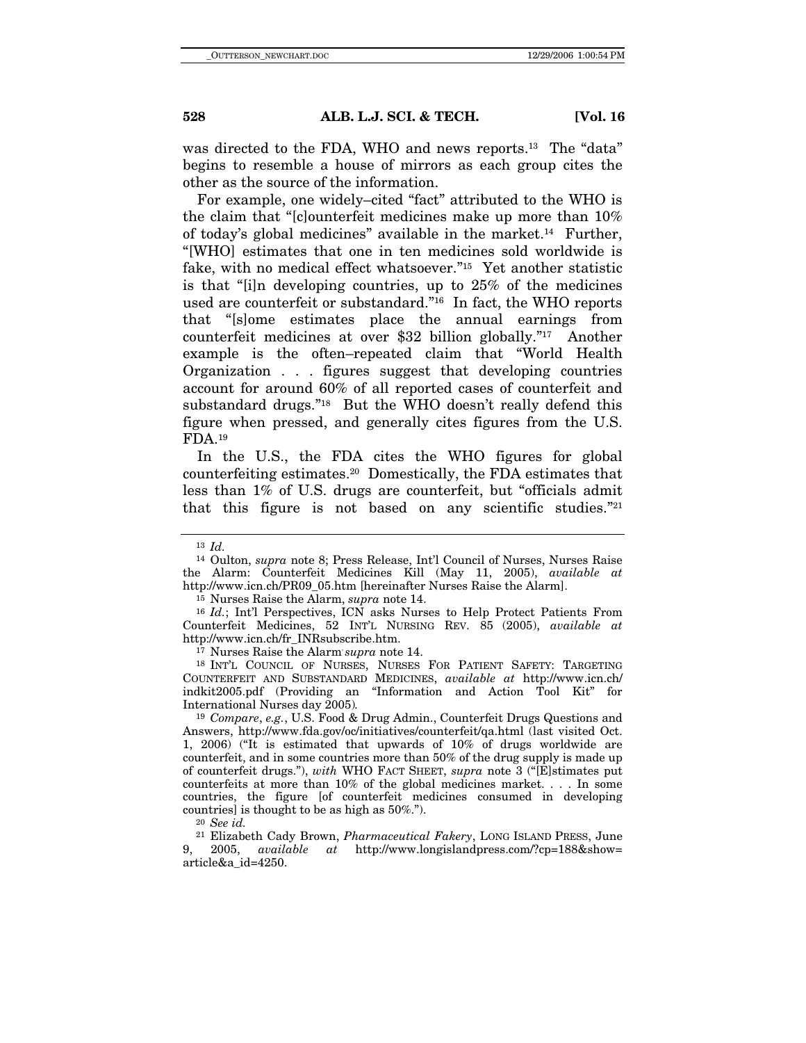was directed to the FDA, WHO and news reports.[13] The "data" begins to resemble a house of mirrors as each group cites the other as the source of the information.

For example, one widely–cited "fact" attributed to the WHO is the claim that "[c]ounterfeit medicines make up more than 10% of today's global medicines" available in the market.[14] Further, "[WHO] estimates that one in ten medicines sold worldwide is fake, with no medical effect whatsoever."[15] Yet another statistic is that "[i]n developing countries, up to 25% of the medicines used are counterfeit or substandard."[16] In fact, the WHO reports that "[s]ome estimates place the annual earnings from counterfeit medicines at over $32 billion globally."[17] Another example is the often–repeated claim that "World Health Organization . . . figures suggest that developing countries account for around 60% of all reported cases of counterfeit and substandard drugs."[18] But the WHO doesn't really defend this figure when pressed, and generally cites figures from the U.S. FDA.[19]

In the U.S., the FDA cites the WHO figures for global counterfeiting estimates.[20] Domestically, the FDA estimates that less than 1% of U.S. drugs are counterfeit, but "officials admit that this figure is not based on any scientific studies."[21]

---

[13] *Id.*

[14] Oulton, *supra* note 8; Press Release, Int'l Council of Nurses, Nurses Raise the Alarm: Counterfeit Medicines Kill (May 11, 2005), *available at* http://www.icn.ch/PR09_05.htm [hereinafter Nurses Raise the Alarm].

[15] Nurses Raise the Alarm, *supra* note 14.

[16] *Id.*; Int'l Perspectives, ICN asks Nurses to Help Protect Patients From Counterfeit Medicines, 52 INT'L NURSING REV. 85 (2005), *available at* http://www.icn.ch/fr_INRsubscribe.htm.

[17] Nurses Raise the Alarm, *supra* note 14.

[18] INT'L COUNCIL OF NURSES, NURSES FOR PATIENT SAFETY: TARGETING COUNTERFEIT AND SUBSTANDARD MEDICINES, *available at* http://www.icn.ch/indkit2005.pdf (Providing an "Information and Action Tool Kit" for International Nurses day 2005).

[19] *Compare*, *e.g.*, U.S. Food & Drug Admin., Counterfeit Drugs Questions and Answers, http://www.fda.gov/oc/initiatives/counterfeit/qa.html (last visited Oct. 1, 2006) ("It is estimated that upwards of 10% of drugs worldwide are counterfeit, and in some countries more than 50% of the drug supply is made up of counterfeit drugs."), *with* WHO FACT SHEET, *supra* note 3 ("[E]stimates put counterfeits at more than 10% of the global medicines market. . . . In some countries, the figure [of counterfeit medicines consumed in developing countries] is thought to be as high as 50%.").

[20] *See id.*

[21] Elizabeth Cady Brown, *Pharmaceutical Fakery*, LONG ISLAND PRESS, June 9, 2005, *available at* http://www.longislandpress.com/?cp=188&show=article&a_id=4250.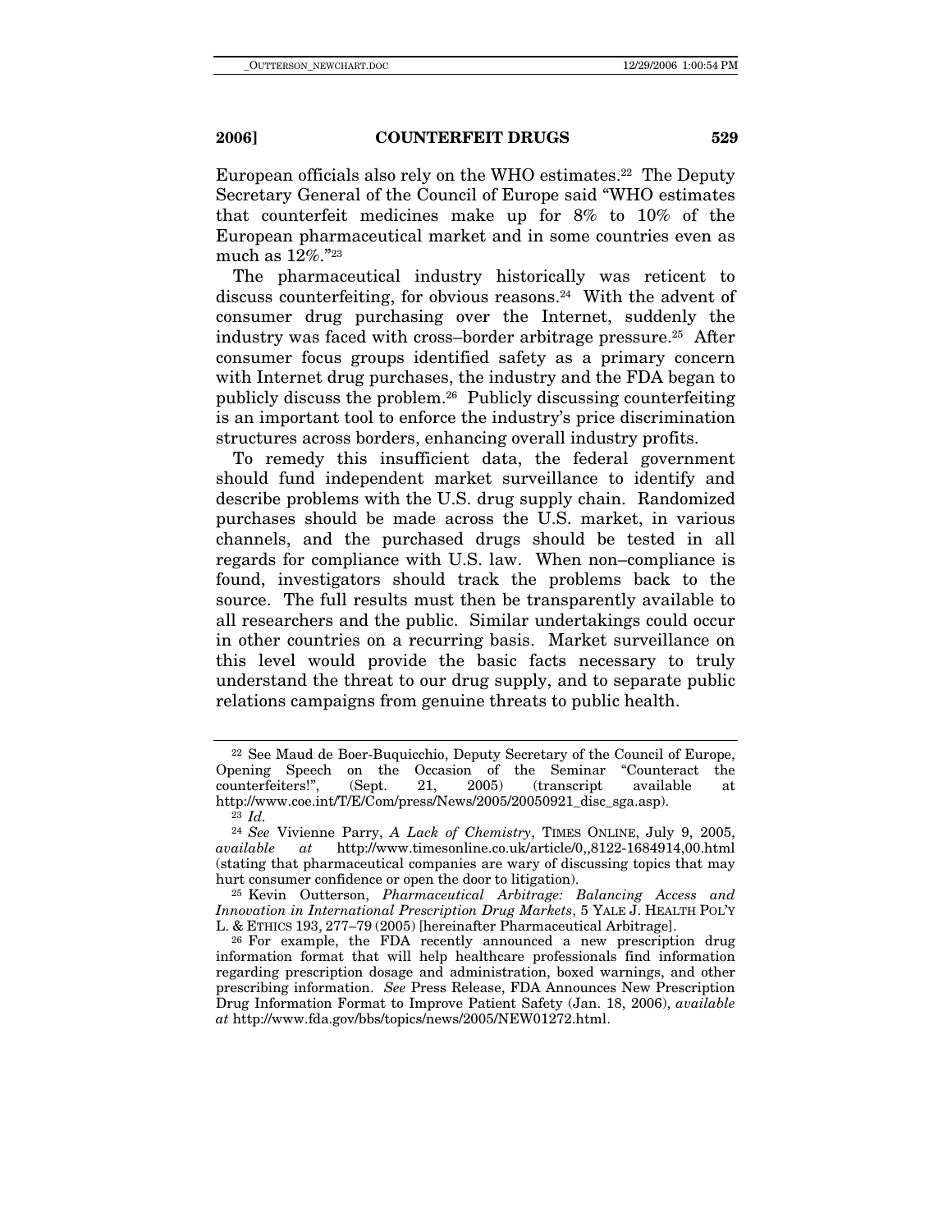European officials also rely on the WHO estimates.[22] The Deputy Secretary General of the Council of Europe said "WHO estimates that counterfeit medicines make up for 8% to 10% of the European pharmaceutical market and in some countries even as much as 12%."[23]

The pharmaceutical industry historically was reticent to discuss counterfeiting, for obvious reasons.[24] With the advent of consumer drug purchasing over the Internet, suddenly the industry was faced with cross–border arbitrage pressure.[25] After consumer focus groups identified safety as a primary concern with Internet drug purchases, the industry and the FDA began to publicly discuss the problem.[26] Publicly discussing counterfeiting is an important tool to enforce the industry's price discrimination structures across borders, enhancing overall industry profits.

To remedy this insufficient data, the federal government should fund independent market surveillance to identify and describe problems with the U.S. drug supply chain. Randomized purchases should be made across the U.S. market, in various channels, and the purchased drugs should be tested in all regards for compliance with U.S. law. When non–compliance is found, investigators should track the problems back to the source. The full results must then be transparently available to all researchers and the public. Similar undertakings could occur in other countries on a recurring basis. Market surveillance on this level would provide the basic facts necessary to truly understand the threat to our drug supply, and to separate public relations campaigns from genuine threats to public health.

---

[22] See Maud de Boer-Buquicchio, Deputy Secretary of the Council of Europe, Opening Speech on the Occasion of the Seminar "Counteract the counterfeiters!", (Sept. 21, 2005) (transcript available at http://www.coe.int/T/E/Com/press/News/2005/20050921_disc_sga.asp).

[23] *Id.*

[24] *See* Vivienne Parry, *A Lack of Chemistry*, TIMES ONLINE, July 9, 2005, *available at* http://www.timesonline.co.uk/article/0,,8122-1684914,00.html (stating that pharmaceutical companies are wary of discussing topics that may hurt consumer confidence or open the door to litigation).

[25] Kevin Outterson, *Pharmaceutical Arbitrage: Balancing Access and Innovation in International Prescription Drug Markets*, 5 YALE J. HEALTH POL'Y L. & ETHICS 193, 277–79 (2005) [hereinafter Pharmaceutical Arbitrage].

[26] For example, the FDA recently announced a new prescription drug information format that will help healthcare professionals find information regarding prescription dosage and administration, boxed warnings, and other prescribing information. *See* Press Release, FDA Announces New Prescription Drug Information Format to Improve Patient Safety (Jan. 18, 2006), *available at* http://www.fda.gov/bbs/topics/news/2005/NEW01272.html.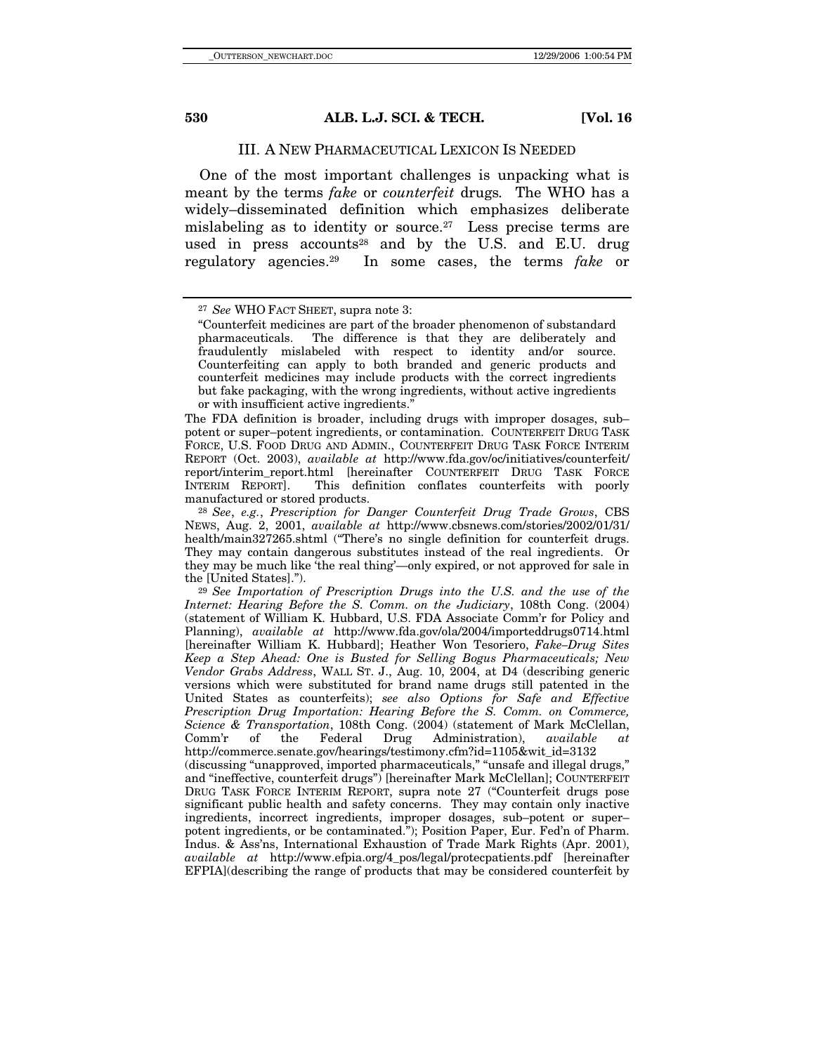## III. A New Pharmaceutical Lexicon Is Needed

One of the most important challenges is unpacking what is meant by the terms *fake* or *counterfeit* drugs. The WHO has a widely–disseminated definition which emphasizes deliberate mislabeling as to identity or source.[27] Less precise terms are used in press accounts[28] and by the U.S. and E.U. drug regulatory agencies.[29] In some cases, the terms *fake* or

---

[27] *See* WHO FACT SHEET, supra note 3:

"Counterfeit medicines are part of the broader phenomenon of substandard pharmaceuticals. The difference is that they are deliberately and fraudulently mislabeled with respect to identity and/or source. Counterfeiting can apply to both branded and generic products and counterfeit medicines may include products with the correct ingredients but fake packaging, with the wrong ingredients, without active ingredients or with insufficient active ingredients."

The FDA definition is broader, including drugs with improper dosages, sub–potent or super–potent ingredients, or contamination. COUNTERFEIT DRUG TASK FORCE, U.S. FOOD DRUG AND ADMIN., COUNTERFEIT DRUG TASK FORCE INTERIM REPORT (Oct. 2003), *available at* http://www.fda.gov/oc/initiatives/counterfeit/report/interim_report.html [hereinafter COUNTERFEIT DRUG TASK FORCE INTERIM REPORT]. This definition conflates counterfeits with poorly manufactured or stored products.

[28] *See*, *e.g.*, *Prescription for Danger Counterfeit Drug Trade Grows*, CBS NEWS, Aug. 2, 2001, *available at* http://www.cbsnews.com/stories/2002/01/31/health/main327265.shtml ("There's no single definition for counterfeit drugs. They may contain dangerous substitutes instead of the real ingredients. Or they may be much like 'the real thing'—only expired, or not approved for sale in the [United States].").

[29] *See Importation of Prescription Drugs into the U.S. and the use of the Internet: Hearing Before the S. Comm. on the Judiciary*, 108th Cong. (2004) (statement of William K. Hubbard, U.S. FDA Associate Comm'r for Policy and Planning), *available at* http://www.fda.gov/ola/2004/importeddrugs0714.html [hereinafter William K. Hubbard]; Heather Won Tesoriero, *Fake–Drug Sites Keep a Step Ahead: One is Busted for Selling Bogus Pharmaceuticals; New Vendor Grabs Address*, WALL ST. J., Aug. 10, 2004, at D4 (describing generic versions which were substituted for brand name drugs still patented in the United States as counterfeits); *see also Options for Safe and Effective Prescription Drug Importation: Hearing Before the S. Comm. on Commerce, Science & Transportation*, 108th Cong. (2004) (statement of Mark McClellan, Comm'r of the Federal Drug Administration), *available at* http://commerce.senate.gov/hearings/testimony.cfm?id=1105&wit_id=3132 (discussing "unapproved, imported pharmaceuticals," "unsafe and illegal drugs," and "ineffective, counterfeit drugs") [hereinafter Mark McClellan]; COUNTERFEIT DRUG TASK FORCE INTERIM REPORT, supra note 27 ("Counterfeit drugs pose significant public health and safety concerns. They may contain only inactive ingredients, incorrect ingredients, improper dosages, sub–potent or super–potent ingredients, or be contaminated."); Position Paper, Eur. Fed'n of Pharm. Indus. & Ass'ns, International Exhaustion of Trade Mark Rights (Apr. 2001), *available at* http://www.efpia.org/4_pos/legal/protecpatients.pdf [hereinafter EFPIA](describing the range of products that may be considered counterfeit by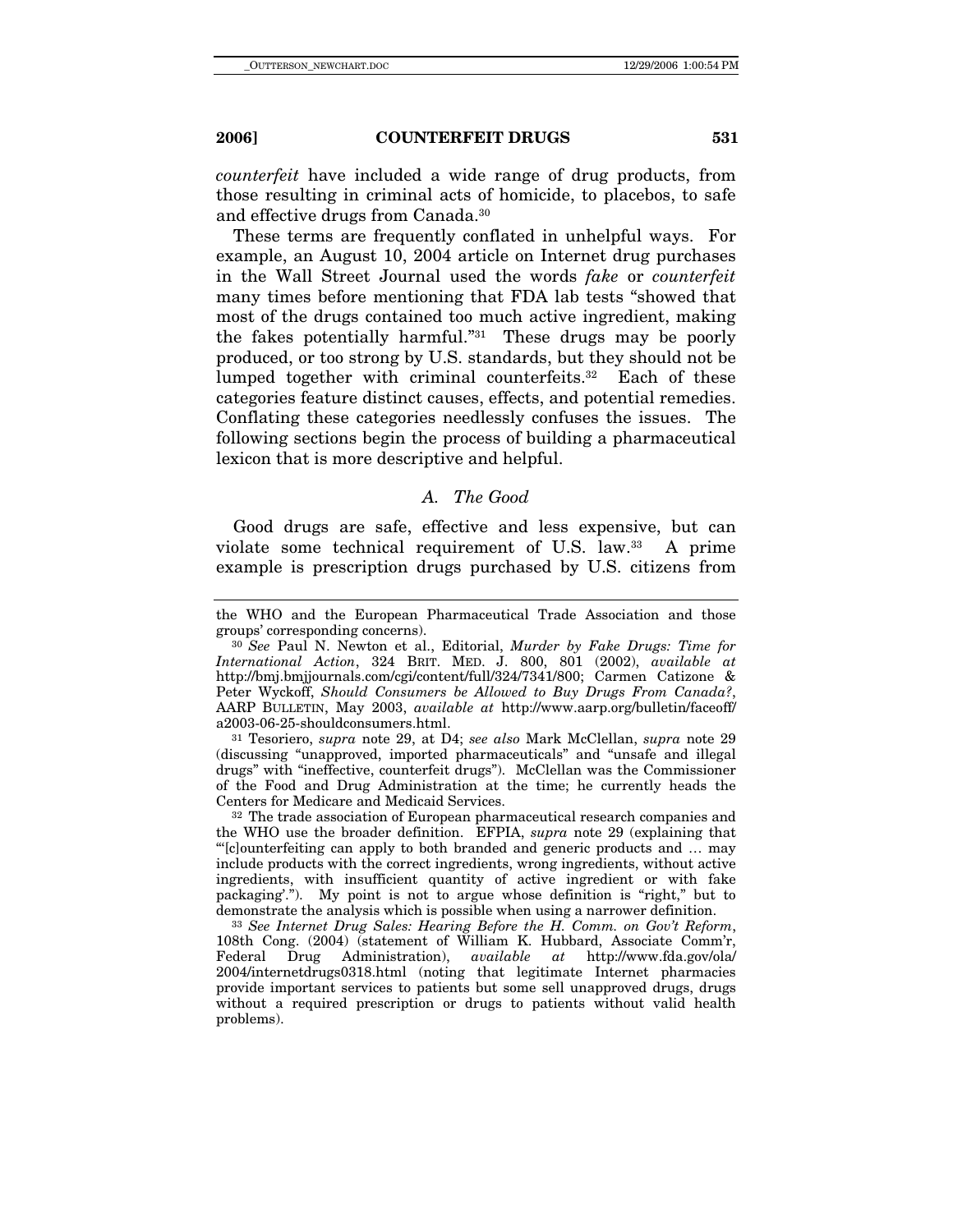*counterfeit* have included a wide range of drug products, from those resulting in criminal acts of homicide, to placebos, to safe and effective drugs from Canada.[30]

These terms are frequently conflated in unhelpful ways. For example, an August 10, 2004 article on Internet drug purchases in the Wall Street Journal used the words *fake* or *counterfeit* many times before mentioning that FDA lab tests "showed that most of the drugs contained too much active ingredient, making the fakes potentially harmful."[31] These drugs may be poorly produced, or too strong by U.S. standards, but they should not be lumped together with criminal counterfeits.[32] Each of these categories feature distinct causes, effects, and potential remedies. Conflating these categories needlessly confuses the issues. The following sections begin the process of building a pharmaceutical lexicon that is more descriptive and helpful.

### *A. The Good*

Good drugs are safe, effective and less expensive, but can violate some technical requirement of U.S. law.[33] A prime example is prescription drugs purchased by U.S. citizens from

---

the WHO and the European Pharmaceutical Trade Association and those groups' corresponding concerns).

[30] *See* Paul N. Newton et al., Editorial, *Murder by Fake Drugs: Time for International Action*, 324 BRIT. MED. J. 800, 801 (2002), *available at* http://bmj.bmjjournals.com/cgi/content/full/324/7341/800; Carmen Catizone & Peter Wyckoff, *Should Consumers be Allowed to Buy Drugs From Canada?*, AARP BULLETIN, May 2003, *available at* http://www.aarp.org/bulletin/faceoff/a2003-06-25-shouldconsumers.html.

[31] Tesoriero, *supra* note 29, at D4; *see also* Mark McClellan, *supra* note 29 (discussing "unapproved, imported pharmaceuticals" and "unsafe and illegal drugs" with "ineffective, counterfeit drugs"). McClellan was the Commissioner of the Food and Drug Administration at the time; he currently heads the Centers for Medicare and Medicaid Services.

[32] The trade association of European pharmaceutical research companies and the WHO use the broader definition. EFPIA, *supra* note 29 (explaining that "'[c]ounterfeiting can apply to both branded and generic products and … may include products with the correct ingredients, wrong ingredients, without active ingredients, with insufficient quantity of active ingredient or with fake packaging'."). My point is not to argue whose definition is "right," but to demonstrate the analysis which is possible when using a narrower definition.

[33] *See Internet Drug Sales: Hearing Before the H. Comm. on Gov't Reform*, 108th Cong. (2004) (statement of William K. Hubbard, Associate Comm'r, Federal Drug Administration), *available at* http://www.fda.gov/ola/2004/internetdrugs0318.html (noting that legitimate Internet pharmacies provide important services to patients but some sell unapproved drugs, drugs without a required prescription or drugs to patients without valid health problems).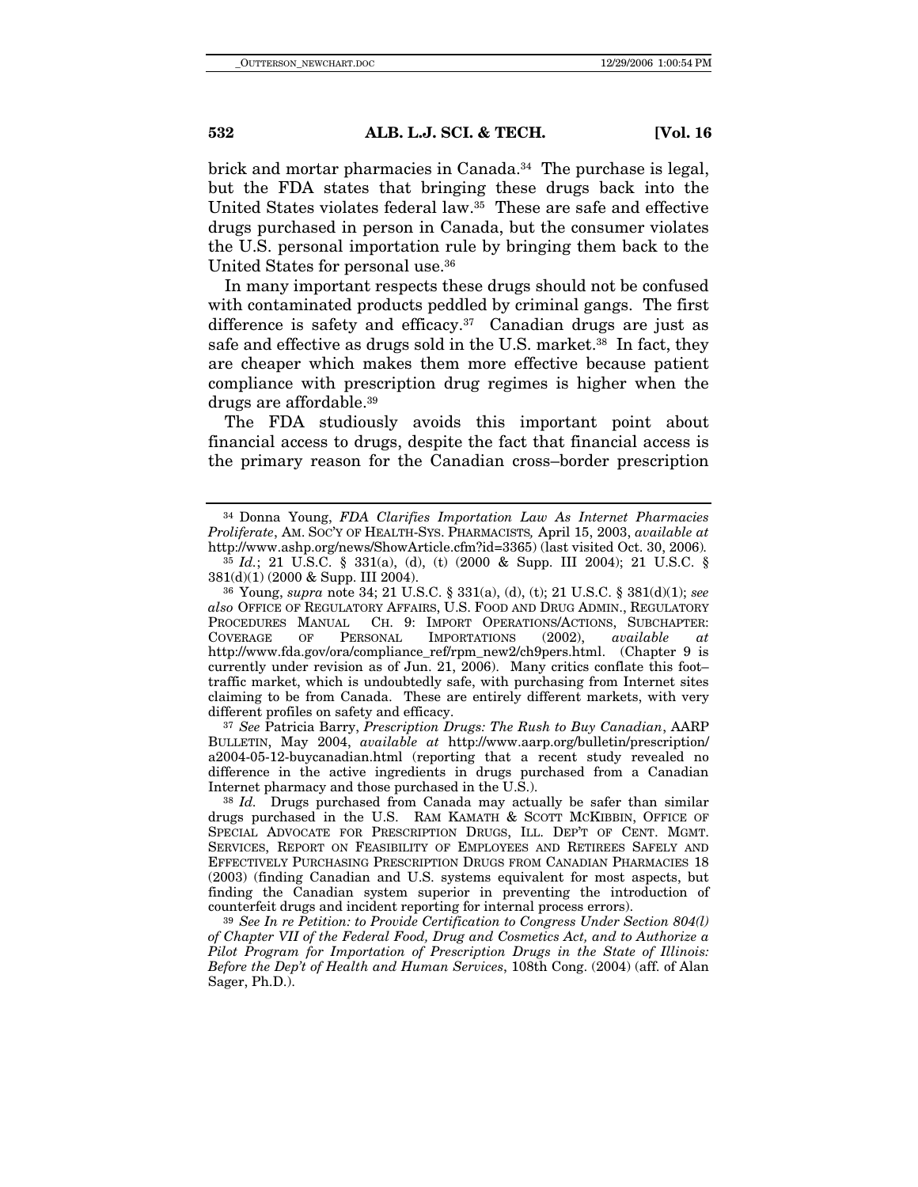brick and mortar pharmacies in Canada.[34] The purchase is legal, but the FDA states that bringing these drugs back into the United States violates federal law.[35] These are safe and effective drugs purchased in person in Canada, but the consumer violates the U.S. personal importation rule by bringing them back to the United States for personal use.[36]

In many important respects these drugs should not be confused with contaminated products peddled by criminal gangs. The first difference is safety and efficacy.[37] Canadian drugs are just as safe and effective as drugs sold in the U.S. market.[38] In fact, they are cheaper which makes them more effective because patient compliance with prescription drug regimes is higher when the drugs are affordable.[39]

The FDA studiously avoids this important point about financial access to drugs, despite the fact that financial access is the primary reason for the Canadian cross–border prescription

---

[34] Donna Young, *FDA Clarifies Importation Law As Internet Pharmacies Proliferate*, AM. SOC'Y OF HEALTH-SYS. PHARMACISTS*,* April 15, 2003, *available at* http://www.ashp.org/news/ShowArticle.cfm?id=3365) (last visited Oct. 30, 2006).

[35] *Id.*; 21 U.S.C. § 331(a), (d), (t) (2000 & Supp. III 2004); 21 U.S.C. § 381(d)(1) (2000 & Supp. III 2004).

[36] Young, *supra* note 34; 21 U.S.C. § 331(a), (d), (t); 21 U.S.C. § 381(d)(1); *see also* OFFICE OF REGULATORY AFFAIRS, U.S. FOOD AND DRUG ADMIN., REGULATORY PROCEDURES MANUAL CH. 9: IMPORT OPERATIONS/ACTIONS, SUBCHAPTER: COVERAGE OF PERSONAL IMPORTATIONS (2002), *available at* http://www.fda.gov/ora/compliance_ref/rpm_new2/ch9pers.html. (Chapter 9 is currently under revision as of Jun. 21, 2006). Many critics conflate this foot–traffic market, which is undoubtedly safe, with purchasing from Internet sites claiming to be from Canada. These are entirely different markets, with very different profiles on safety and efficacy.

[37] *See* Patricia Barry, *Prescription Drugs: The Rush to Buy Canadian*, AARP BULLETIN, May 2004, *available at* http://www.aarp.org/bulletin/prescription/a2004-05-12-buycanadian.html (reporting that a recent study revealed no difference in the active ingredients in drugs purchased from a Canadian Internet pharmacy and those purchased in the U.S.).

[38] *Id.* Drugs purchased from Canada may actually be safer than similar drugs purchased in the U.S. RAM KAMATH & SCOTT MCKIBBIN, OFFICE OF SPECIAL ADVOCATE FOR PRESCRIPTION DRUGS, ILL. DEP'T OF CENT. MGMT. SERVICES, REPORT ON FEASIBILITY OF EMPLOYEES AND RETIREES SAFELY AND EFFECTIVELY PURCHASING PRESCRIPTION DRUGS FROM CANADIAN PHARMACIES 18 (2003) (finding Canadian and U.S. systems equivalent for most aspects, but finding the Canadian system superior in preventing the introduction of counterfeit drugs and incident reporting for internal process errors).

[39] *See In re Petition: to Provide Certification to Congress Under Section 804(l) of Chapter VII of the Federal Food, Drug and Cosmetics Act, and to Authorize a Pilot Program for Importation of Prescription Drugs in the State of Illinois: Before the Dep't of Health and Human Services*, 108th Cong. (2004) (aff. of Alan Sager, Ph.D.).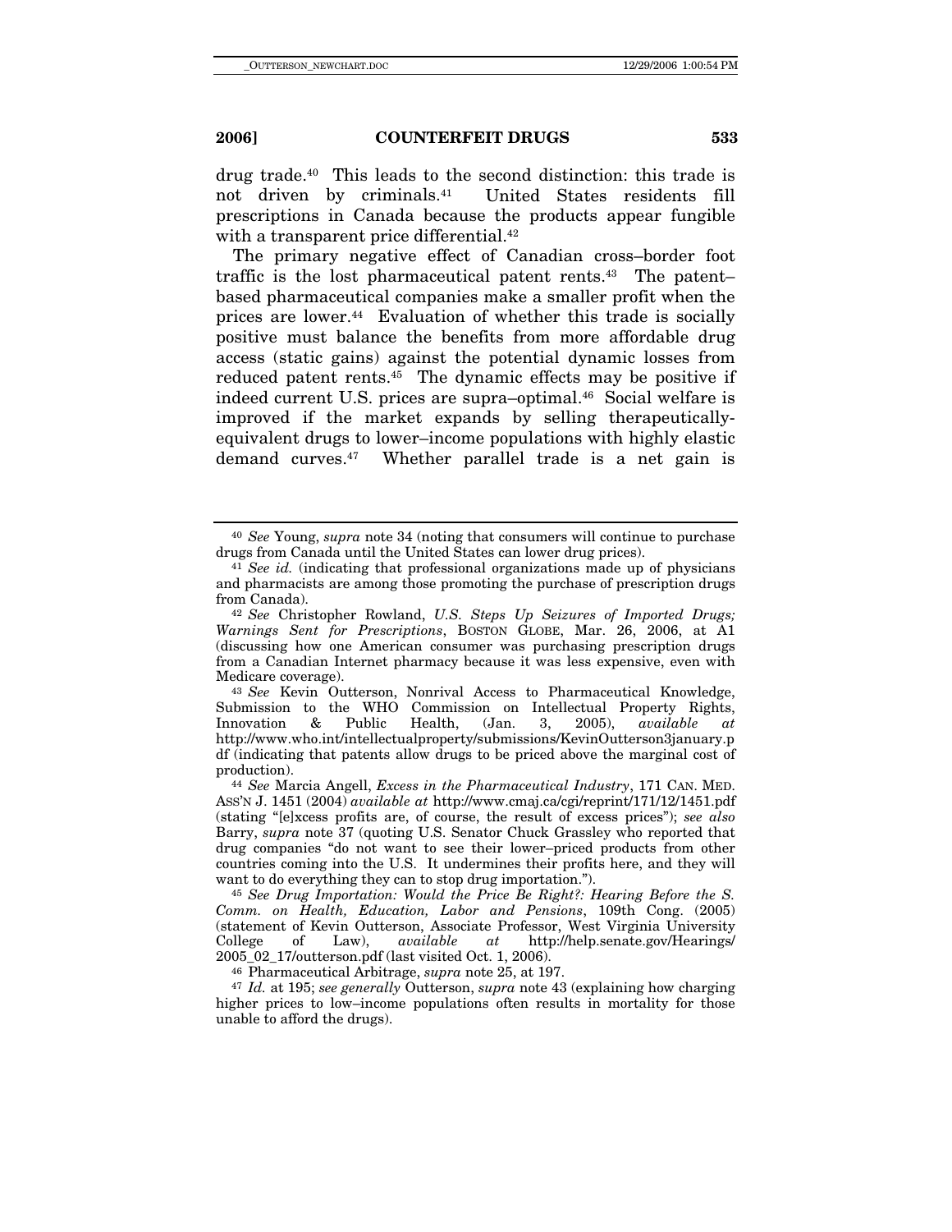drug trade.[40] This leads to the second distinction: this trade is not driven by criminals.[41] United States residents fill prescriptions in Canada because the products appear fungible with a transparent price differential.[42]

The primary negative effect of Canadian cross–border foot traffic is the lost pharmaceutical patent rents.[43] The patent–based pharmaceutical companies make a smaller profit when the prices are lower.[44] Evaluation of whether this trade is socially positive must balance the benefits from more affordable drug access (static gains) against the potential dynamic losses from reduced patent rents.[45] The dynamic effects may be positive if indeed current U.S. prices are supra–optimal.[46] Social welfare is improved if the market expands by selling therapeutically-equivalent drugs to lower–income populations with highly elastic demand curves.[47] Whether parallel trade is a net gain is

---

[40] *See* Young, *supra* note 34 (noting that consumers will continue to purchase drugs from Canada until the United States can lower drug prices).

[41] *See id.* (indicating that professional organizations made up of physicians and pharmacists are among those promoting the purchase of prescription drugs from Canada).

[42] *See* Christopher Rowland, *U.S. Steps Up Seizures of Imported Drugs; Warnings Sent for Prescriptions*, BOSTON GLOBE, Mar. 26, 2006, at A1 (discussing how one American consumer was purchasing prescription drugs from a Canadian Internet pharmacy because it was less expensive, even with Medicare coverage).

[43] *See* Kevin Outterson, Nonrival Access to Pharmaceutical Knowledge, Submission to the WHO Commission on Intellectual Property Rights, Innovation & Public Health, (Jan. 3, 2005), *available at* http://www.who.int/intellectualproperty/submissions/KevinOutterson3january.pdf (indicating that patents allow drugs to be priced above the marginal cost of production).

[44] *See* Marcia Angell, *Excess in the Pharmaceutical Industry*, 171 CAN. MED. ASS'N J. 1451 (2004) *available at* http://www.cmaj.ca/cgi/reprint/171/12/1451.pdf (stating "[e]xcess profits are, of course, the result of excess prices"); *see also* Barry, *supra* note 37 (quoting U.S. Senator Chuck Grassley who reported that drug companies "do not want to see their lower–priced products from other countries coming into the U.S. It undermines their profits here, and they will want to do everything they can to stop drug importation.").

[45] *See Drug Importation: Would the Price Be Right?: Hearing Before the S. Comm. on Health, Education, Labor and Pensions*, 109th Cong. (2005) (statement of Kevin Outterson, Associate Professor, West Virginia University College of Law), *available at* http://help.senate.gov/Hearings/2005_02_17/outterson.pdf (last visited Oct. 1, 2006).

[46] Pharmaceutical Arbitrage, *supra* note 25, at 197.

[47] *Id.* at 195; *see generally* Outterson, *supra* note 43 (explaining how charging higher prices to low–income populations often results in mortality for those unable to afford the drugs).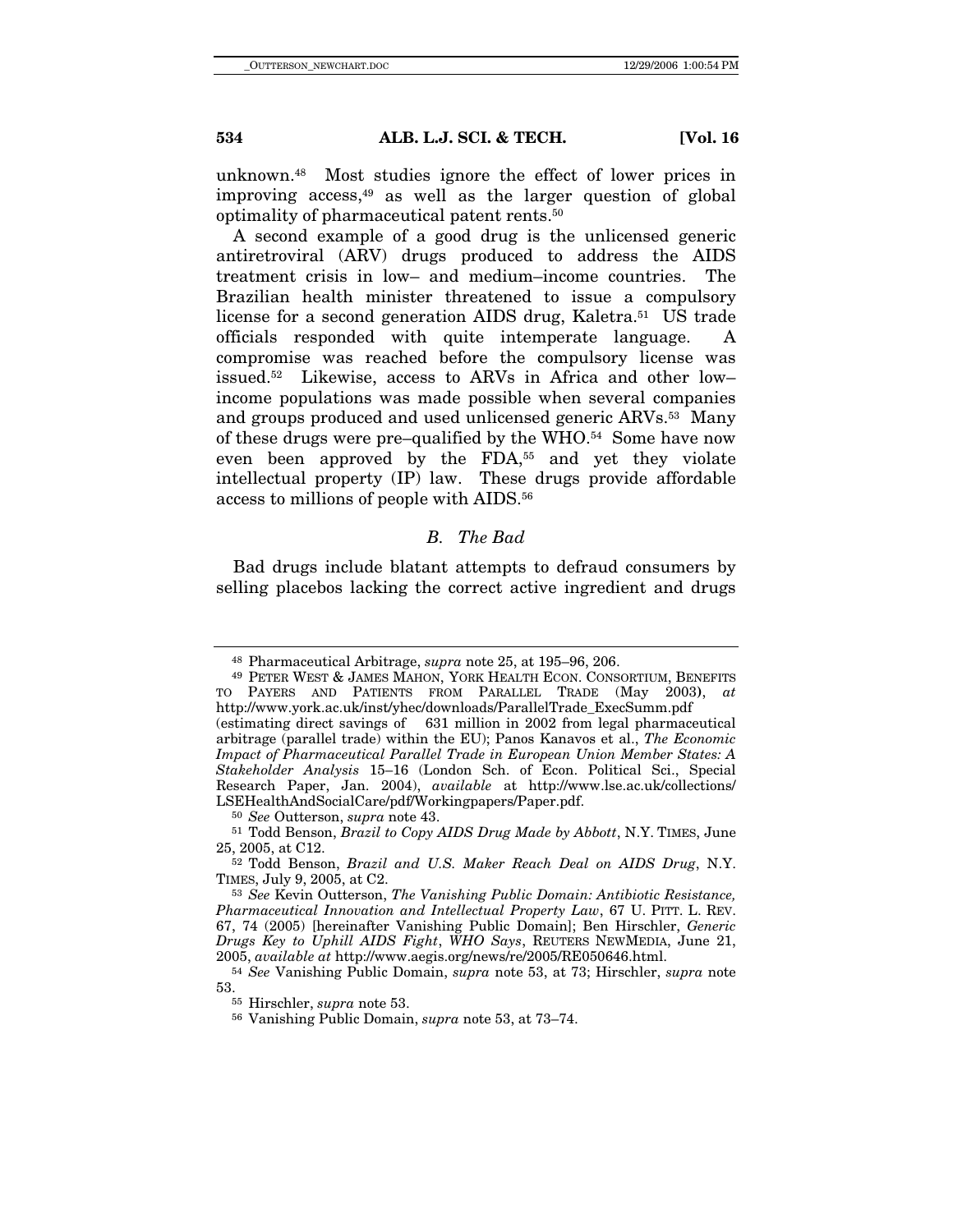unknown.[48] Most studies ignore the effect of lower prices in improving access,[49] as well as the larger question of global optimality of pharmaceutical patent rents.[50]

A second example of a good drug is the unlicensed generic antiretroviral (ARV) drugs produced to address the AIDS treatment crisis in low– and medium–income countries. The Brazilian health minister threatened to issue a compulsory license for a second generation AIDS drug, Kaletra.[51] US trade officials responded with quite intemperate language. A compromise was reached before the compulsory license was issued.[52] Likewise, access to ARVs in Africa and other low–income populations was made possible when several companies and groups produced and used unlicensed generic ARVs.[53] Many of these drugs were pre–qualified by the WHO.[54] Some have now even been approved by the FDA,[55] and yet they violate intellectual property (IP) law. These drugs provide affordable access to millions of people with AIDS.[56]

### *B. The Bad*

Bad drugs include blatant attempts to defraud consumers by selling placebos lacking the correct active ingredient and drugs

---

[48] Pharmaceutical Arbitrage, *supra* note 25, at 195–96, 206.

[49] PETER WEST & JAMES MAHON, YORK HEALTH ECON. CONSORTIUM, BENEFITS TO PAYERS AND PATIENTS FROM PARALLEL TRADE (May 2003), *at* http://www.york.ac.uk/inst/yhec/downloads/ParallelTrade_ExecSumm.pdf (estimating direct savings of 631 million in 2002 from legal pharmaceutical arbitrage (parallel trade) within the EU); Panos Kanavos et al., *The Economic Impact of Pharmaceutical Parallel Trade in European Union Member States: A Stakeholder Analysis* 15–16 (London Sch. of Econ. Political Sci., Special Research Paper, Jan. 2004), *available* at http://www.lse.ac.uk/collections/LSEHealthAndSocialCare/pdf/Workingpapers/Paper.pdf.

[50] *See* Outterson, *supra* note 43.

[51] Todd Benson, *Brazil to Copy AIDS Drug Made by Abbott*, N.Y. TIMES, June 25, 2005, at C12.

[52] Todd Benson, *Brazil and U.S. Maker Reach Deal on AIDS Drug*, N.Y. TIMES, July 9, 2005, at C2.

[53] *See* Kevin Outterson, *The Vanishing Public Domain: Antibiotic Resistance, Pharmaceutical Innovation and Intellectual Property Law*, 67 U. PITT. L. REV. 67, 74 (2005) [hereinafter Vanishing Public Domain]; Ben Hirschler, *Generic Drugs Key to Uphill AIDS Fight*, *WHO Says*, REUTERS NEWMEDIA, June 21, 2005, *available at* http://www.aegis.org/news/re/2005/RE050646.html.

[54] *See* Vanishing Public Domain, *supra* note 53, at 73; Hirschler, *supra* note 53.

[55] Hirschler, *supra* note 53.

[56] Vanishing Public Domain, *supra* note 53, at 73–74.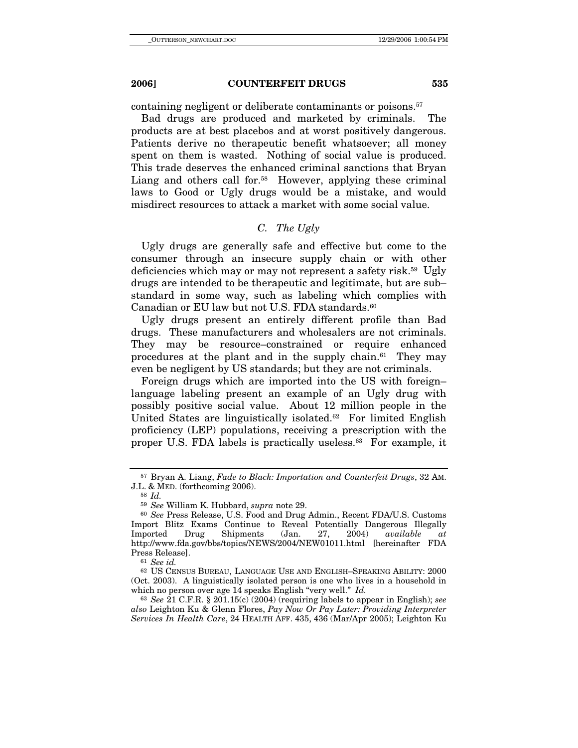containing negligent or deliberate contaminants or poisons.[57]

Bad drugs are produced and marketed by criminals. The products are at best placebos and at worst positively dangerous. Patients derive no therapeutic benefit whatsoever; all money spent on them is wasted. Nothing of social value is produced. This trade deserves the enhanced criminal sanctions that Bryan Liang and others call for.[58] However, applying these criminal laws to Good or Ugly drugs would be a mistake, and would misdirect resources to attack a market with some social value.

### *C. The Ugly*

Ugly drugs are generally safe and effective but come to the consumer through an insecure supply chain or with other deficiencies which may or may not represent a safety risk.[59] Ugly drugs are intended to be therapeutic and legitimate, but are sub–standard in some way, such as labeling which complies with Canadian or EU law but not U.S. FDA standards.[60]

Ugly drugs present an entirely different profile than Bad drugs. These manufacturers and wholesalers are not criminals. They may be resource–constrained or require enhanced procedures at the plant and in the supply chain.[61] They may even be negligent by US standards; but they are not criminals.

Foreign drugs which are imported into the US with foreign–language labeling present an example of an Ugly drug with possibly positive social value. About 12 million people in the United States are linguistically isolated.[62] For limited English proficiency (LEP) populations, receiving a prescription with the proper U.S. FDA labels is practically useless.[63] For example, it

---

[57] Bryan A. Liang, *Fade to Black: Importation and Counterfeit Drugs*, 32 AM. J.L. & MED. (forthcoming 2006).

[58] *Id.*

[59] *See* William K. Hubbard, *supra* note 29.

[60] *See* Press Release, U.S. Food and Drug Admin., Recent FDA/U.S. Customs Import Blitz Exams Continue to Reveal Potentially Dangerous Illegally Imported Drug Shipments (Jan. 27, 2004) *available at* http://www.fda.gov/bbs/topics/NEWS/2004/NEW01011.html [hereinafter FDA Press Release].

[61] *See id.*

[62] US CENSUS BUREAU, LANGUAGE USE AND ENGLISH–SPEAKING ABILITY: 2000 (Oct. 2003). A linguistically isolated person is one who lives in a household in which no person over age 14 speaks English "very well." *Id.*

[63] *See* 21 C.F.R. § 201.15(c) (2004) (requiring labels to appear in English); *see also* Leighton Ku & Glenn Flores, *Pay Now Or Pay Later: Providing Interpreter Services In Health Care*, 24 HEALTH AFF. 435, 436 (Mar/Apr 2005); Leighton Ku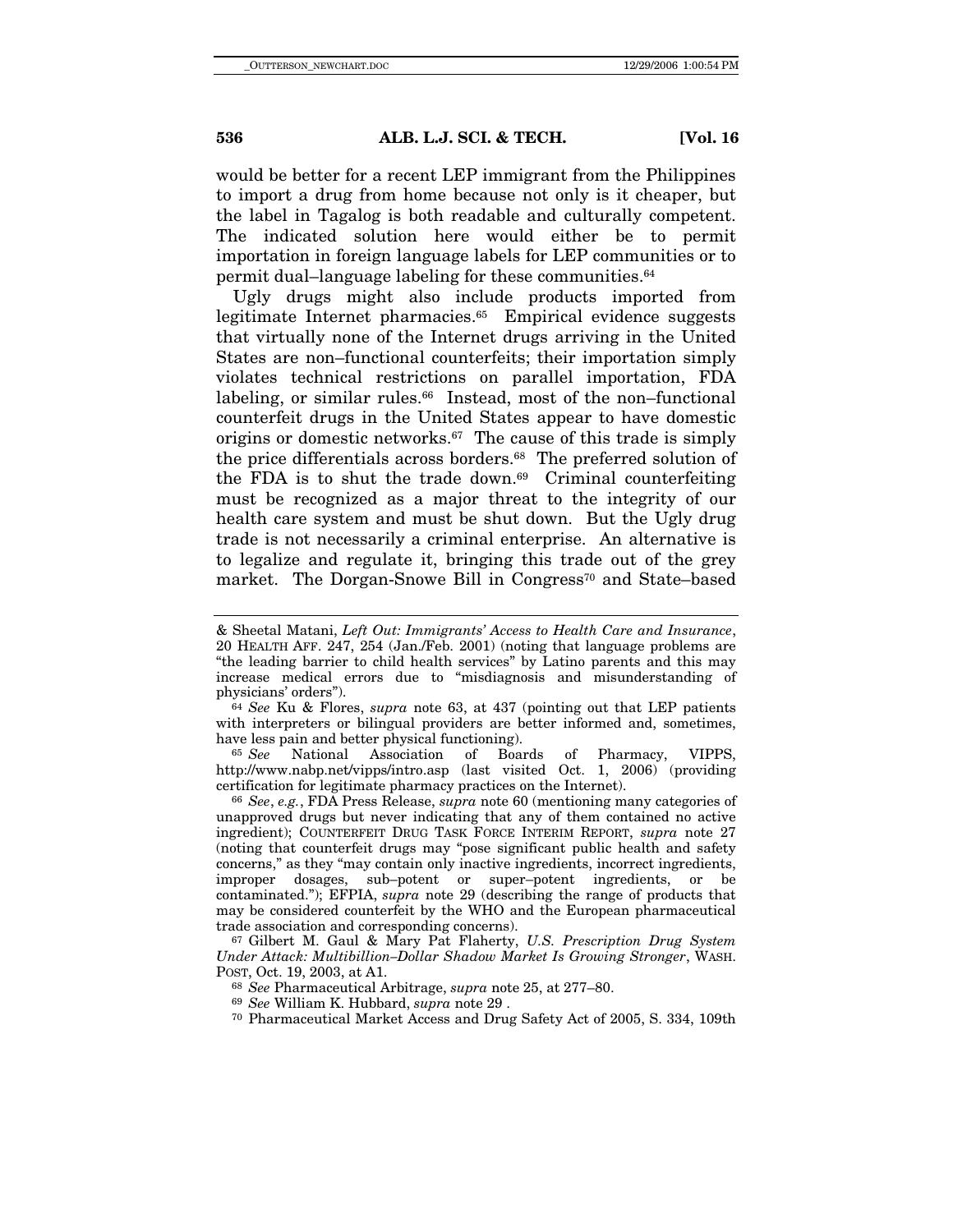would be better for a recent LEP immigrant from the Philippines to import a drug from home because not only is it cheaper, but the label in Tagalog is both readable and culturally competent. The indicated solution here would either be to permit importation in foreign language labels for LEP communities or to permit dual–language labeling for these communities.[64]

Ugly drugs might also include products imported from legitimate Internet pharmacies.[65] Empirical evidence suggests that virtually none of the Internet drugs arriving in the United States are non–functional counterfeits; their importation simply violates technical restrictions on parallel importation, FDA labeling, or similar rules.[66] Instead, most of the non–functional counterfeit drugs in the United States appear to have domestic origins or domestic networks.[67] The cause of this trade is simply the price differentials across borders.[68] The preferred solution of the FDA is to shut the trade down.[69] Criminal counterfeiting must be recognized as a major threat to the integrity of our health care system and must be shut down. But the Ugly drug trade is not necessarily a criminal enterprise. An alternative is to legalize and regulate it, bringing this trade out of the grey market. The Dorgan-Snowe Bill in Congress[70] and State–based

---

& Sheetal Matani, *Left Out: Immigrants' Access to Health Care and Insurance*, 20 HEALTH AFF. 247, 254 (Jan./Feb. 2001) (noting that language problems are "the leading barrier to child health services" by Latino parents and this may increase medical errors due to "misdiagnosis and misunderstanding of physicians' orders").

[64] *See* Ku & Flores, *supra* note 63, at 437 (pointing out that LEP patients with interpreters or bilingual providers are better informed and, sometimes, have less pain and better physical functioning).

[65] *See* National Association of Boards of Pharmacy, VIPPS, http://www.nabp.net/vipps/intro.asp (last visited Oct. 1, 2006) (providing certification for legitimate pharmacy practices on the Internet).

[66] *See*, *e.g.*, FDA Press Release, *supra* note 60 (mentioning many categories of unapproved drugs but never indicating that any of them contained no active ingredient); COUNTERFEIT DRUG TASK FORCE INTERIM REPORT, *supra* note 27 (noting that counterfeit drugs may "pose significant public health and safety concerns," as they "may contain only inactive ingredients, incorrect ingredients, improper dosages, sub–potent or super–potent ingredients, or be contaminated."); EFPIA, *supra* note 29 (describing the range of products that may be considered counterfeit by the WHO and the European pharmaceutical trade association and corresponding concerns).

[67] Gilbert M. Gaul & Mary Pat Flaherty, *U.S. Prescription Drug System Under Attack: Multibillion–Dollar Shadow Market Is Growing Stronger*, WASH. POST, Oct. 19, 2003, at A1.

[68] *See* Pharmaceutical Arbitrage, *supra* note 25, at 277–80.

[69] *See* William K. Hubbard, *supra* note 29 .

[70] Pharmaceutical Market Access and Drug Safety Act of 2005, S. 334, 109th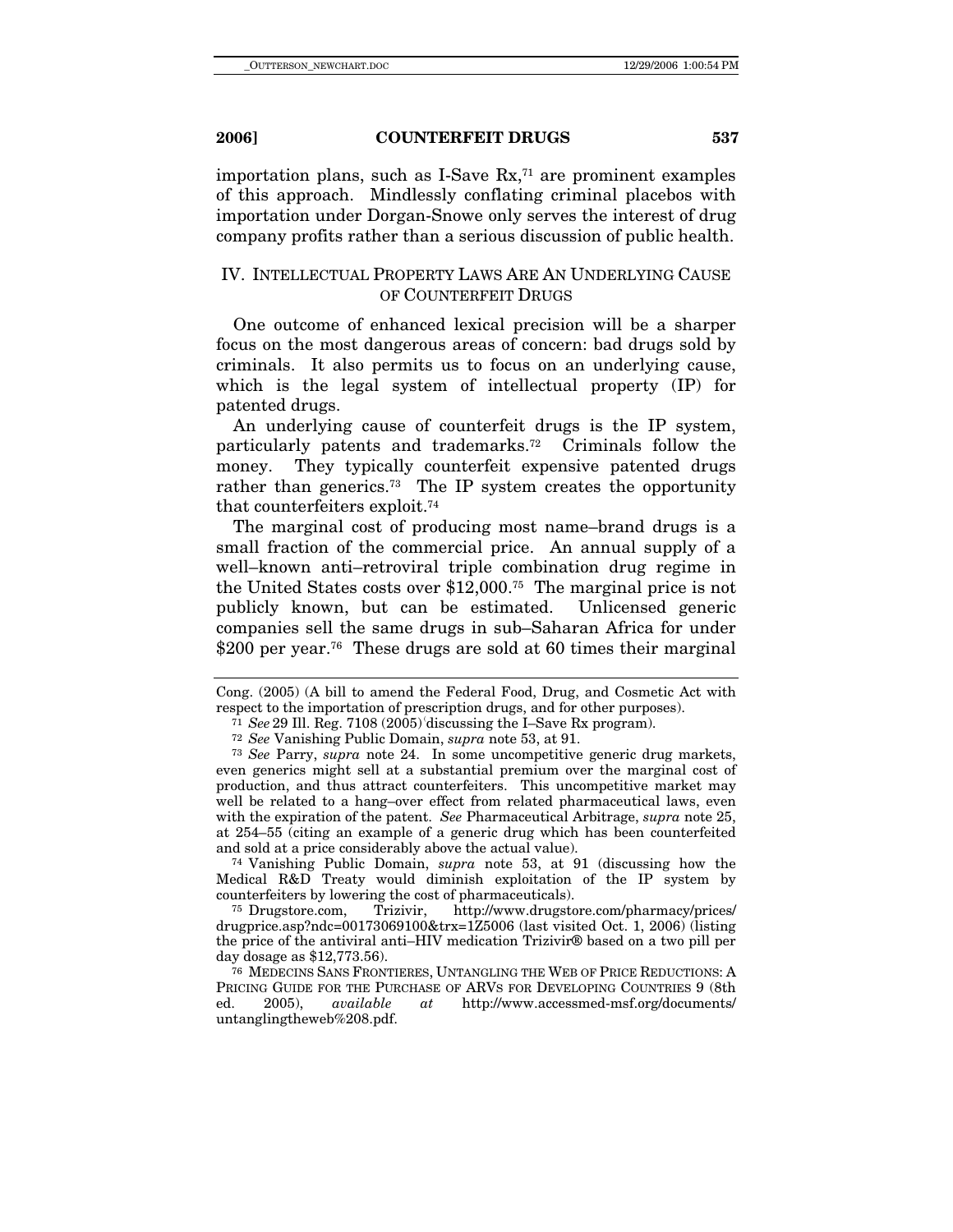importation plans, such as I-Save Rx,[71] are prominent examples of this approach. Mindlessly conflating criminal placebos with importation under Dorgan-Snowe only serves the interest of drug company profits rather than a serious discussion of public health.

## IV. INTELLECTUAL PROPERTY LAWS ARE AN UNDERLYING CAUSE OF COUNTERFEIT DRUGS

One outcome of enhanced lexical precision will be a sharper focus on the most dangerous areas of concern: bad drugs sold by criminals. It also permits us to focus on an underlying cause, which is the legal system of intellectual property (IP) for patented drugs.

An underlying cause of counterfeit drugs is the IP system, particularly patents and trademarks.[72] Criminals follow the money. They typically counterfeit expensive patented drugs rather than generics.[73] The IP system creates the opportunity that counterfeiters exploit.[74]

The marginal cost of producing most name–brand drugs is a small fraction of the commercial price. An annual supply of a well–known anti–retroviral triple combination drug regime in the United States costs over $12,000.[75] The marginal price is not publicly known, but can be estimated. Unlicensed generic companies sell the same drugs in sub–Saharan Africa for under $200 per year.[76] These drugs are sold at 60 times their marginal

---

Cong. (2005) (A bill to amend the Federal Food, Drug, and Cosmetic Act with respect to the importation of prescription drugs, and for other purposes).

[71] *See* 29 Ill. Reg. 7108 (2005) (discussing the I–Save Rx program).

[72] *See* Vanishing Public Domain, *supra* note 53, at 91.

[73] *See* Parry, *supra* note 24. In some uncompetitive generic drug markets, even generics might sell at a substantial premium over the marginal cost of production, and thus attract counterfeiters. This uncompetitive market may well be related to a hang–over effect from related pharmaceutical laws, even with the expiration of the patent. *See* Pharmaceutical Arbitrage, *supra* note 25, at 254–55 (citing an example of a generic drug which has been counterfeited and sold at a price considerably above the actual value).

[74] Vanishing Public Domain, *supra* note 53, at 91 (discussing how the Medical R&D Treaty would diminish exploitation of the IP system by counterfeiters by lowering the cost of pharmaceuticals).

[75] Drugstore.com, Trizivir, http://www.drugstore.com/pharmacy/prices/drugprice.asp?ndc=00173069100&trx=1Z5006 (last visited Oct. 1, 2006) (listing the price of the antiviral anti–HIV medication Trizivir® based on a two pill per day dosage as $12,773.56).

[76] MEDECINS SANS FRONTIERES, UNTANGLING THE WEB OF PRICE REDUCTIONS: A PRICING GUIDE FOR THE PURCHASE OF ARVS FOR DEVELOPING COUNTRIES 9 (8th ed. 2005), *available at* http://www.accessmed-msf.org/documents/untanglingtheweb%208.pdf.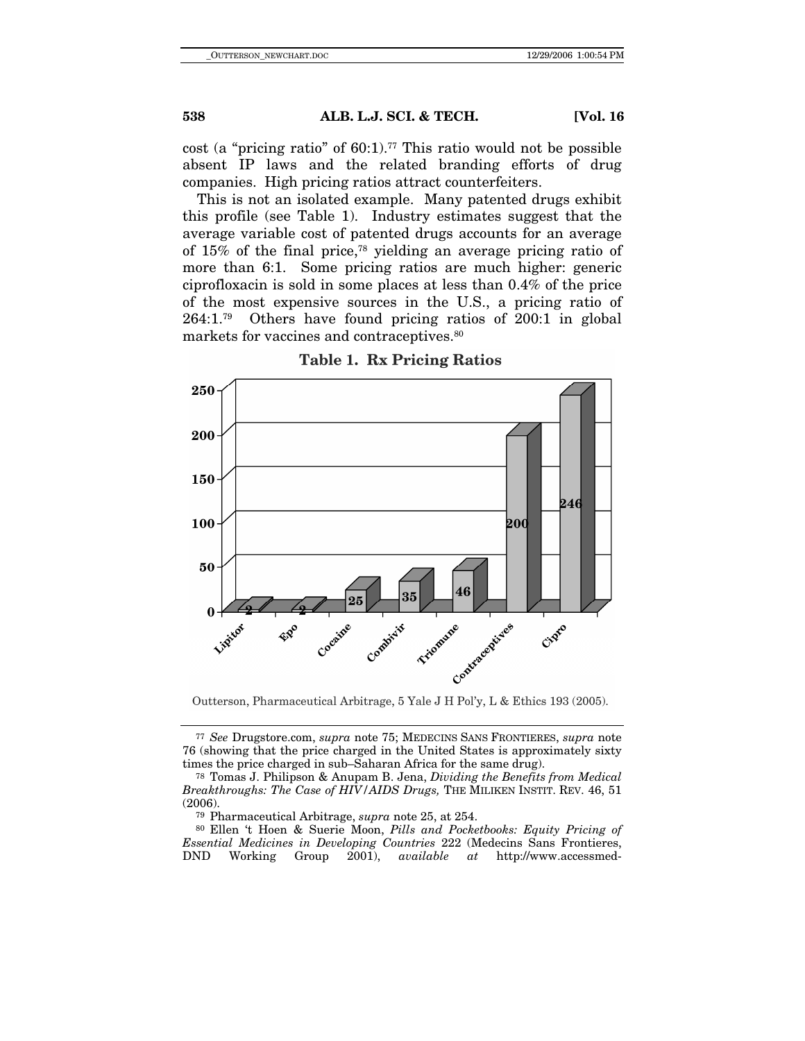cost (a "pricing ratio" of 60:1).[77] This ratio would not be possible absent IP laws and the related branding efforts of drug companies. High pricing ratios attract counterfeiters.

This is not an isolated example. Many patented drugs exhibit this profile (see Table 1). Industry estimates suggest that the average variable cost of patented drugs accounts for an average of 15% of the final price,[78] yielding an average pricing ratio of more than 6:1. Some pricing ratios are much higher: generic ciprofloxacin is sold in some places at less than 0.4% of the price of the most expensive sources in the U.S., a pricing ratio of 264:1.[79] Others have found pricing ratios of 200:1 in global markets for vaccines and contraceptives.[80]

**Table 1. Rx Pricing Ratios**

| Drug | Pricing Ratio |
|---|---|
| Lipitor | 2 |
| Epo | 2 |
| Cocaine | 25 |
| Combivir | 35 |
| Triomune | 46 |
| Contraceptives | 200 |
| Cipro | 246 |

Outterson, Pharmaceutical Arbitrage, 5 Yale J H Pol'y, L & Ethics 193 (2005).

---

[77] *See* Drugstore.com, *supra* note 75; MEDECINS SANS FRONTIERES, *supra* note 76 (showing that the price charged in the United States is approximately sixty times the price charged in sub–Saharan Africa for the same drug).

[78] Tomas J. Philipson & Anupam B. Jena, *Dividing the Benefits from Medical Breakthroughs: The Case of HIV/AIDS Drugs,* THE MILIKEN INSTIT. REV. 46, 51 (2006).

[79] Pharmaceutical Arbitrage, *supra* note 25, at 254.

[80] Ellen 't Hoen & Suerie Moon, *Pills and Pocketbooks: Equity Pricing of Essential Medicines in Developing Countries* 222 (Medecins Sans Frontieres, DND Working Group 2001), *available at* http://www.accessmed-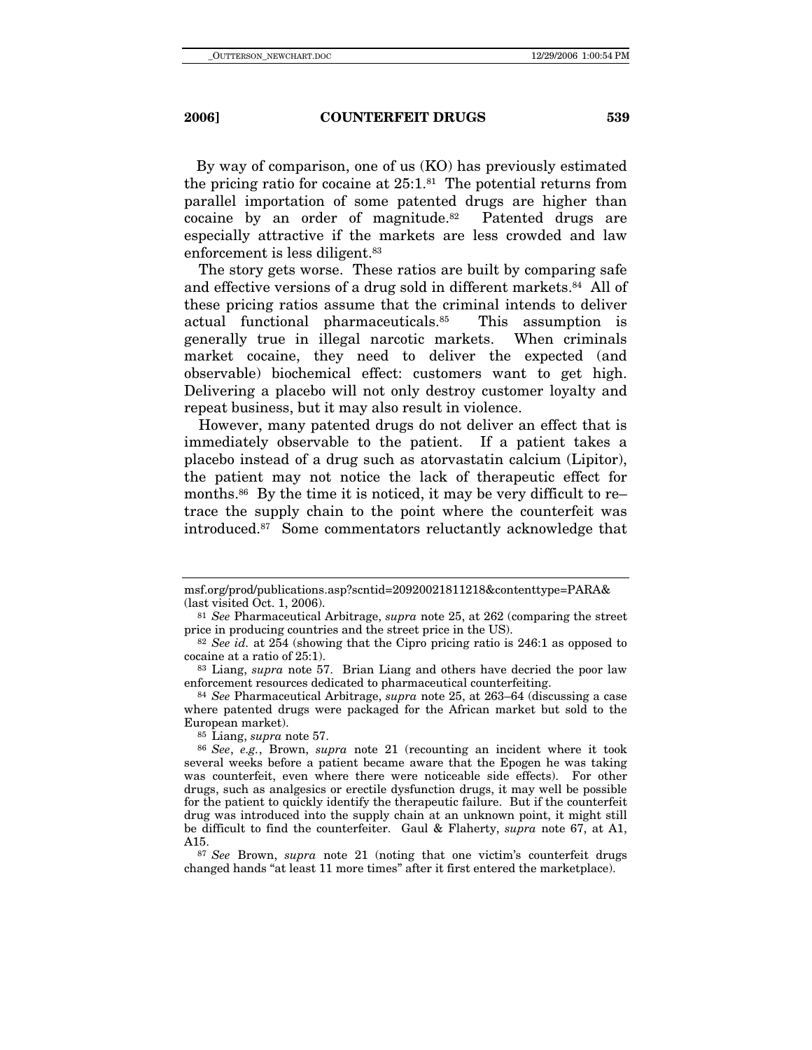By way of comparison, one of us (KO) has previously estimated the pricing ratio for cocaine at 25:1.[81] The potential returns from parallel importation of some patented drugs are higher than cocaine by an order of magnitude.[82] Patented drugs are especially attractive if the markets are less crowded and law enforcement is less diligent.[83]

The story gets worse. These ratios are built by comparing safe and effective versions of a drug sold in different markets.[84] All of these pricing ratios assume that the criminal intends to deliver actual functional pharmaceuticals.[85] This assumption is generally true in illegal narcotic markets. When criminals market cocaine, they need to deliver the expected (and observable) biochemical effect: customers want to get high. Delivering a placebo will not only destroy customer loyalty and repeat business, but it may also result in violence.

However, many patented drugs do not deliver an effect that is immediately observable to the patient. If a patient takes a placebo instead of a drug such as atorvastatin calcium (Lipitor), the patient may not notice the lack of therapeutic effect for months.[86] By the time it is noticed, it may be very difficult to re–trace the supply chain to the point where the counterfeit was introduced.[87] Some commentators reluctantly acknowledge that

---

msf.org/prod/publications.asp?scntid=20920021811218&contenttype=PARA& (last visited Oct. 1, 2006).

[81] *See* Pharmaceutical Arbitrage, *supra* note 25, at 262 (comparing the street price in producing countries and the street price in the US).

[82] *See id.* at 254 (showing that the Cipro pricing ratio is 246:1 as opposed to cocaine at a ratio of 25:1).

[83] Liang, *supra* note 57. Brian Liang and others have decried the poor law enforcement resources dedicated to pharmaceutical counterfeiting.

[84] *See* Pharmaceutical Arbitrage, *supra* note 25, at 263–64 (discussing a case where patented drugs were packaged for the African market but sold to the European market).

[85] Liang, *supra* note 57.

[86] *See*, *e.g.*, Brown, *supra* note 21 (recounting an incident where it took several weeks before a patient became aware that the Epogen he was taking was counterfeit, even where there were noticeable side effects). For other drugs, such as analgesics or erectile dysfunction drugs, it may well be possible for the patient to quickly identify the therapeutic failure. But if the counterfeit drug was introduced into the supply chain at an unknown point, it might still be difficult to find the counterfeiter. Gaul & Flaherty, *supra* note 67, at A1, A15.

[87] *See* Brown, *supra* note 21 (noting that one victim's counterfeit drugs changed hands "at least 11 more times" after it first entered the marketplace).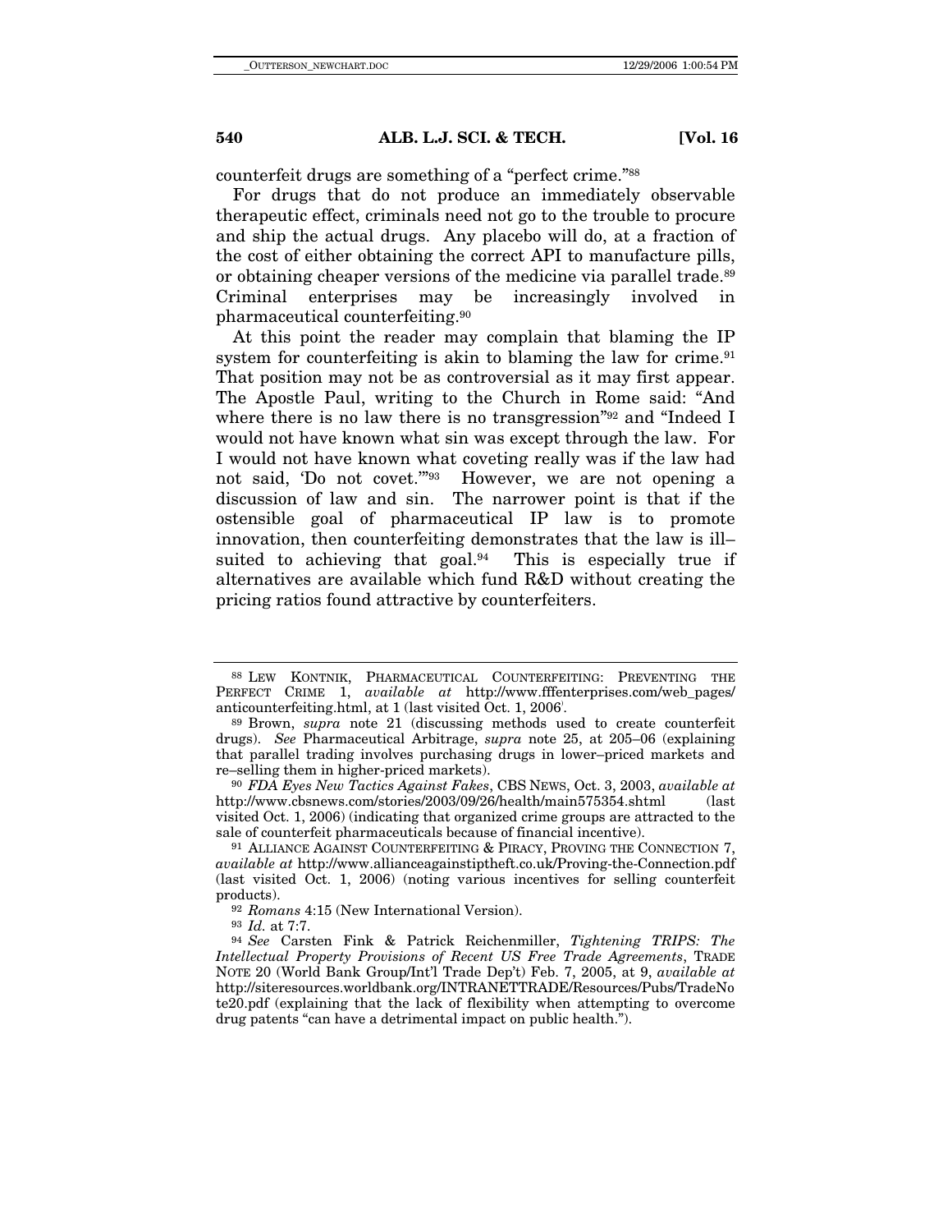counterfeit drugs are something of a "perfect crime."[88]

For drugs that do not produce an immediately observable therapeutic effect, criminals need not go to the trouble to procure and ship the actual drugs. Any placebo will do, at a fraction of the cost of either obtaining the correct API to manufacture pills, or obtaining cheaper versions of the medicine via parallel trade.[89] Criminal enterprises may be increasingly involved in pharmaceutical counterfeiting.[90]

At this point the reader may complain that blaming the IP system for counterfeiting is akin to blaming the law for crime.[91] That position may not be as controversial as it may first appear. The Apostle Paul, writing to the Church in Rome said: "And where there is no law there is no transgression"[92] and "Indeed I would not have known what sin was except through the law. For I would not have known what coveting really was if the law had not said, 'Do not covet.'"[93] However, we are not opening a discussion of law and sin. The narrower point is that if the ostensible goal of pharmaceutical IP law is to promote innovation, then counterfeiting demonstrates that the law is ill–suited to achieving that goal.[94] This is especially true if alternatives are available which fund R&D without creating the pricing ratios found attractive by counterfeiters.

---

[88] LEW KONTNIK, PHARMACEUTICAL COUNTERFEITING: PREVENTING THE PERFECT CRIME 1, *available at* http://www.fffenterprises.com/web_pages/anticounterfeiting.html, at 1 (last visited Oct. 1, 2006).

[89] Brown, *supra* note 21 (discussing methods used to create counterfeit drugs). *See* Pharmaceutical Arbitrage, *supra* note 25, at 205–06 (explaining that parallel trading involves purchasing drugs in lower–priced markets and re–selling them in higher-priced markets).

[90] *FDA Eyes New Tactics Against Fakes*, CBS NEWS, Oct. 3, 2003, *available at* http://www.cbsnews.com/stories/2003/09/26/health/main575354.shtml (last visited Oct. 1, 2006) (indicating that organized crime groups are attracted to the sale of counterfeit pharmaceuticals because of financial incentive).

[91] ALLIANCE AGAINST COUNTERFEITING & PIRACY, PROVING THE CONNECTION 7, *available at* http://www.allianceagainstiptheft.co.uk/Proving-the-Connection.pdf (last visited Oct. 1, 2006) (noting various incentives for selling counterfeit products).

[92] *Romans* 4:15 (New International Version).

[93] *Id.* at 7:7.

[94] *See* Carsten Fink & Patrick Reichenmiller, *Tightening TRIPS: The Intellectual Property Provisions of Recent US Free Trade Agreements*, TRADE NOTE 20 (World Bank Group/Int'l Trade Dep't) Feb. 7, 2005, at 9, *available at* http://siteresources.worldbank.org/INTRANETTRADE/Resources/Pubs/TradeNote20.pdf (explaining that the lack of flexibility when attempting to overcome drug patents "can have a detrimental impact on public health.").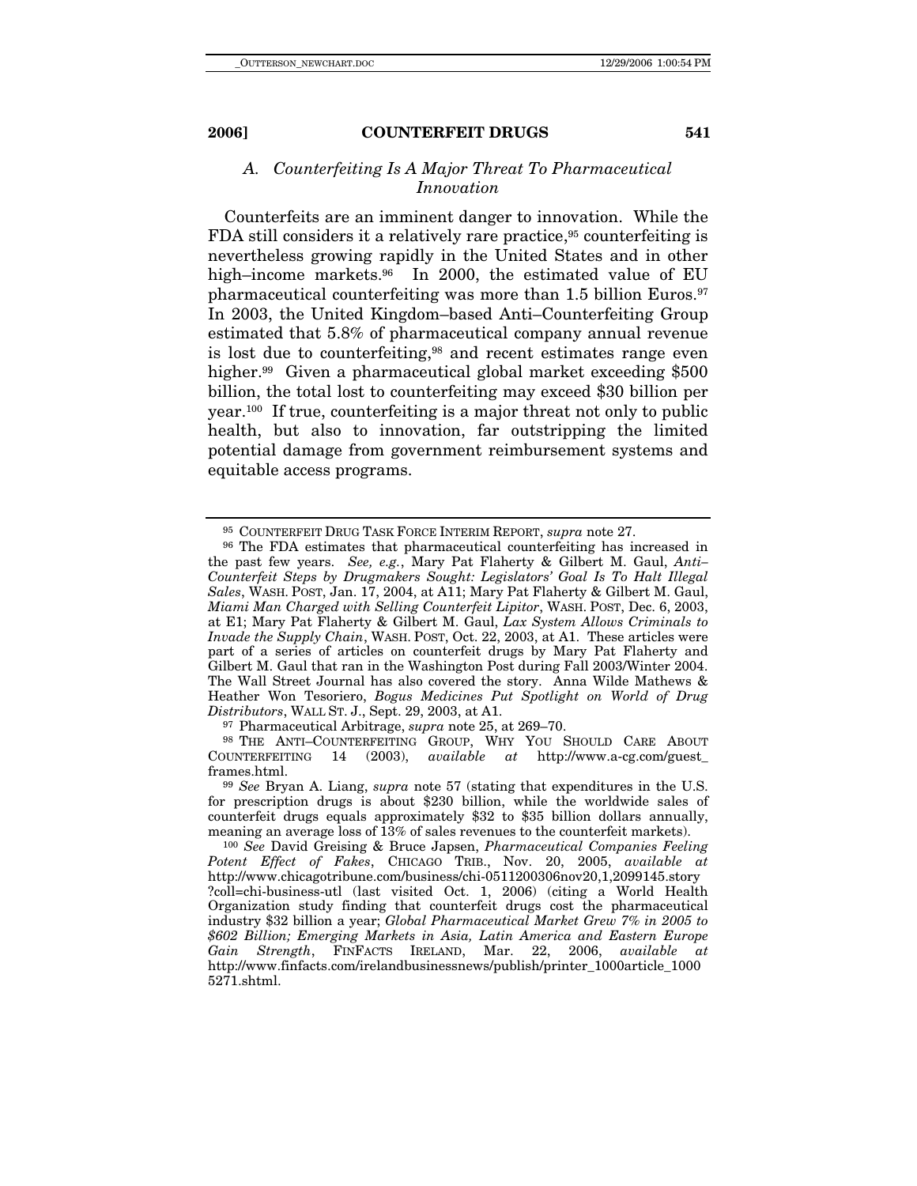### *A. Counterfeiting Is A Major Threat To Pharmaceutical Innovation*

Counterfeits are an imminent danger to innovation. While the FDA still considers it a relatively rare practice,[95] counterfeiting is nevertheless growing rapidly in the United States and in other high–income markets.[96] In 2000, the estimated value of EU pharmaceutical counterfeiting was more than 1.5 billion Euros.[97] In 2003, the United Kingdom–based Anti–Counterfeiting Group estimated that 5.8% of pharmaceutical company annual revenue is lost due to counterfeiting,[98] and recent estimates range even higher.[99] Given a pharmaceutical global market exceeding $500 billion, the total lost to counterfeiting may exceed $30 billion per year.[100] If true, counterfeiting is a major threat not only to public health, but also to innovation, far outstripping the limited potential damage from government reimbursement systems and equitable access programs.

---

[95] COUNTERFEIT DRUG TASK FORCE INTERIM REPORT, *supra* note 27.

[96] The FDA estimates that pharmaceutical counterfeiting has increased in the past few years. *See, e.g.*, Mary Pat Flaherty & Gilbert M. Gaul, *Anti–Counterfeit Steps by Drugmakers Sought: Legislators' Goal Is To Halt Illegal Sales*, WASH. POST, Jan. 17, 2004, at A11; Mary Pat Flaherty & Gilbert M. Gaul, *Miami Man Charged with Selling Counterfeit Lipitor*, WASH. POST, Dec. 6, 2003, at E1; Mary Pat Flaherty & Gilbert M. Gaul, *Lax System Allows Criminals to Invade the Supply Chain*, WASH. POST, Oct. 22, 2003, at A1. These articles were part of a series of articles on counterfeit drugs by Mary Pat Flaherty and Gilbert M. Gaul that ran in the Washington Post during Fall 2003/Winter 2004. The Wall Street Journal has also covered the story. Anna Wilde Mathews & Heather Won Tesoriero, *Bogus Medicines Put Spotlight on World of Drug Distributors*, WALL ST. J., Sept. 29, 2003, at A1.

[97] Pharmaceutical Arbitrage, *supra* note 25, at 269–70.

[98] THE ANTI–COUNTERFEITING GROUP, WHY YOU SHOULD CARE ABOUT COUNTERFEITING 14 (2003), *available at* http://www.a-cg.com/guest_frames.html.

[99] *See* Bryan A. Liang, *supra* note 57 (stating that expenditures in the U.S. for prescription drugs is about $230 billion, while the worldwide sales of counterfeit drugs equals approximately $32 to $35 billion dollars annually, meaning an average loss of 13% of sales revenues to the counterfeit markets).

[100] *See* David Greising & Bruce Japsen, *Pharmaceutical Companies Feeling Potent Effect of Fakes*, CHICAGO TRIB., Nov. 20, 2005, *available at* http://www.chicagotribune.com/business/chi-0511200306nov20,1,2099145.story?coll=chi-business-utl (last visited Oct. 1, 2006) (citing a World Health Organization study finding that counterfeit drugs cost the pharmaceutical industry $32 billion a year; *Global Pharmaceutical Market Grew 7% in 2005 to $602 Billion; Emerging Markets in Asia, Latin America and Eastern Europe Gain Strength*, FINFACTS IRELAND, Mar. 22, 2006, *available at* http://www.finfacts.com/irelandbusinessnews/publish/printer_1000article_10005271.shtml.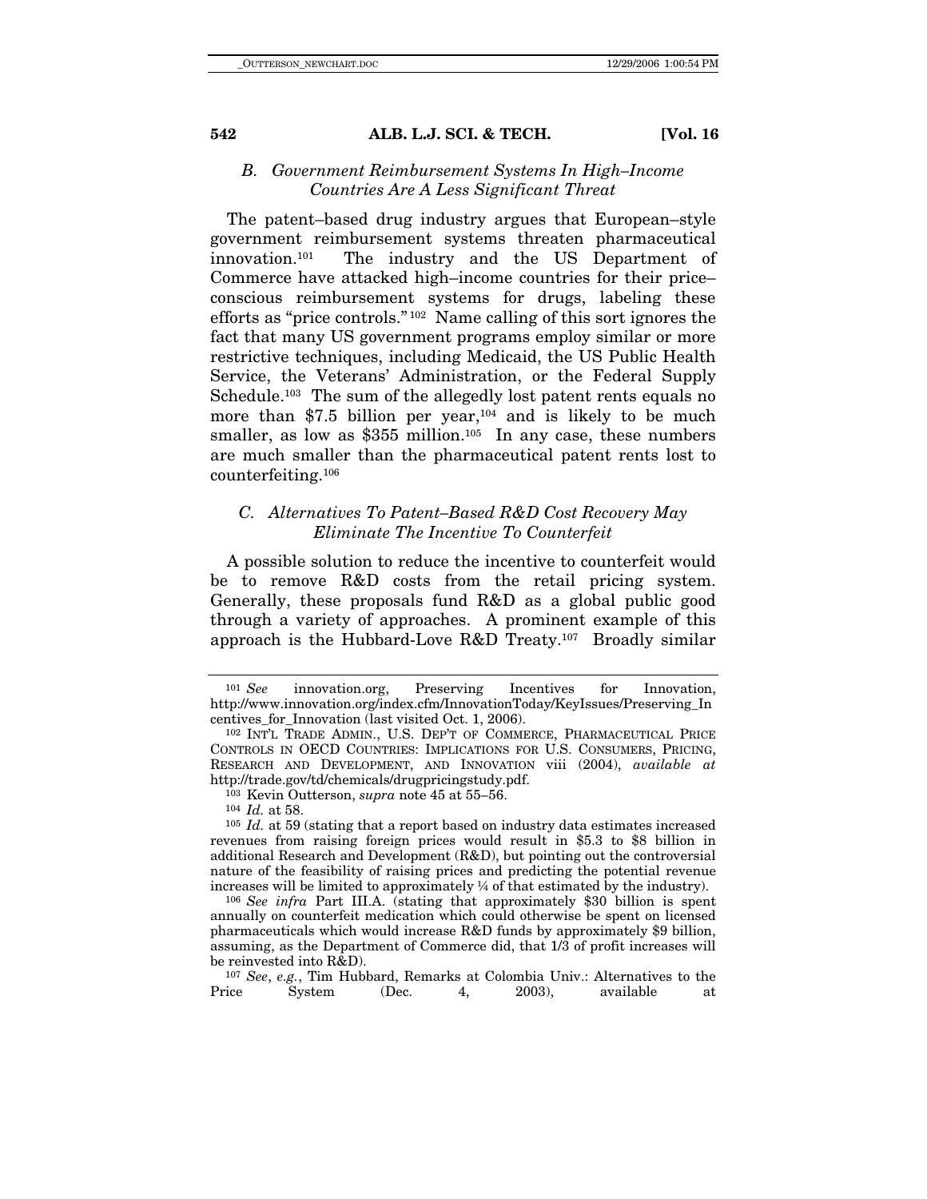### B. *Government Reimbursement Systems In High–Income Countries Are A Less Significant Threat*

The patent–based drug industry argues that European–style government reimbursement systems threaten pharmaceutical innovation.[101] The industry and the US Department of Commerce have attacked high–income countries for their price–conscious reimbursement systems for drugs, labeling these efforts as "price controls."[102] Name calling of this sort ignores the fact that many US government programs employ similar or more restrictive techniques, including Medicaid, the US Public Health Service, the Veterans' Administration, or the Federal Supply Schedule.[103] The sum of the allegedly lost patent rents equals no more than $7.5 billion per year,[104] and is likely to be much smaller, as low as $355 million.[105] In any case, these numbers are much smaller than the pharmaceutical patent rents lost to counterfeiting.[106]

### C. *Alternatives To Patent–Based R&D Cost Recovery May Eliminate The Incentive To Counterfeit*

A possible solution to reduce the incentive to counterfeit would be to remove R&D costs from the retail pricing system. Generally, these proposals fund R&D as a global public good through a variety of approaches. A prominent example of this approach is the Hubbard-Love R&D Treaty.[107] Broadly similar

---

[101] *See* innovation.org, Preserving Incentives for Innovation, http://www.innovation.org/index.cfm/InnovationToday/KeyIssues/Preserving_Incentives_for_Innovation (last visited Oct. 1, 2006).

[102] INT'L TRADE ADMIN., U.S. DEP'T OF COMMERCE, PHARMACEUTICAL PRICE CONTROLS IN OECD COUNTRIES: IMPLICATIONS FOR U.S. CONSUMERS, PRICING, RESEARCH AND DEVELOPMENT, AND INNOVATION viii (2004), *available at* http://trade.gov/td/chemicals/drugpricingstudy.pdf.

[103] Kevin Outterson, *supra* note 45 at 55–56.

[104] *Id.* at 58.

[105] *Id.* at 59 (stating that a report based on industry data estimates increased revenues from raising foreign prices would result in $5.3 to $8 billion in additional Research and Development (R&D), but pointing out the controversial nature of the feasibility of raising prices and predicting the potential revenue increases will be limited to approximately ¼ of that estimated by the industry).

[106] *See infra* Part III.A. (stating that approximately $30 billion is spent annually on counterfeit medication which could otherwise be spent on licensed pharmaceuticals which would increase R&D funds by approximately $9 billion, assuming, as the Department of Commerce did, that 1/3 of profit increases will be reinvested into R&D).

[107] *See*, *e.g.*, Tim Hubbard, Remarks at Colombia Univ.: Alternatives to the Price System (Dec. 4, 2003), available at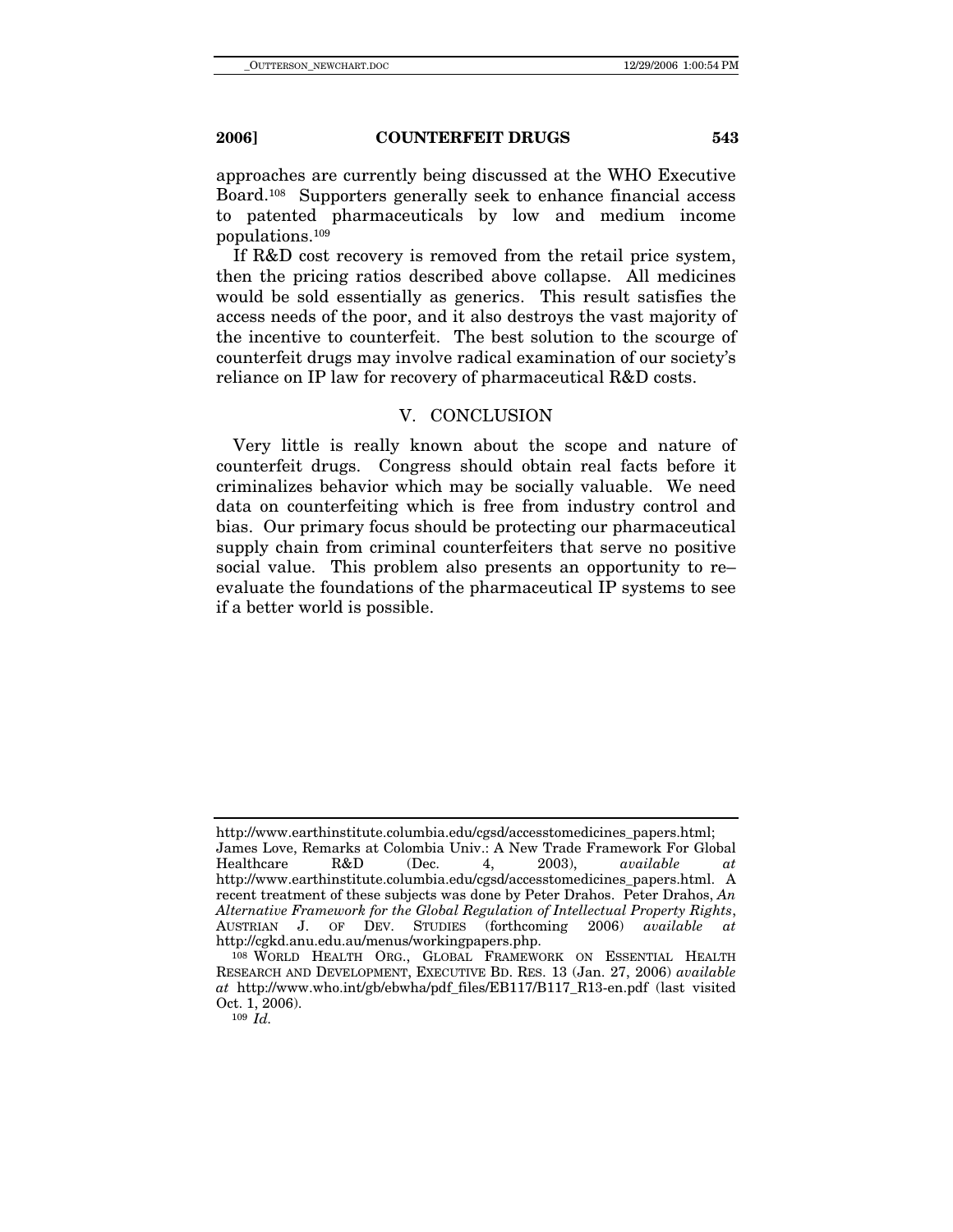approaches are currently being discussed at the WHO Executive Board.[108] Supporters generally seek to enhance financial access to patented pharmaceuticals by low and medium income populations.[109]

If R&D cost recovery is removed from the retail price system, then the pricing ratios described above collapse. All medicines would be sold essentially as generics. This result satisfies the access needs of the poor, and it also destroys the vast majority of the incentive to counterfeit. The best solution to the scourge of counterfeit drugs may involve radical examination of our society's reliance on IP law for recovery of pharmaceutical R&D costs.

## V. CONCLUSION

Very little is really known about the scope and nature of counterfeit drugs. Congress should obtain real facts before it criminalizes behavior which may be socially valuable. We need data on counterfeiting which is free from industry control and bias. Our primary focus should be protecting our pharmaceutical supply chain from criminal counterfeiters that serve no positive social value. This problem also presents an opportunity to re–evaluate the foundations of the pharmaceutical IP systems to see if a better world is possible.

---

http://www.earthinstitute.columbia.edu/cgsd/accesstomedicines_papers.html; James Love, Remarks at Colombia Univ.: A New Trade Framework For Global Healthcare R&D (Dec. 4, 2003), *available at* http://www.earthinstitute.columbia.edu/cgsd/accesstomedicines_papers.html. A recent treatment of these subjects was done by Peter Drahos. Peter Drahos, *An Alternative Framework for the Global Regulation of Intellectual Property Rights*, AUSTRIAN J. OF DEV. STUDIES (forthcoming 2006) *available at* http://cgkd.anu.edu.au/menus/workingpapers.php.

[108] WORLD HEALTH ORG., GLOBAL FRAMEWORK ON ESSENTIAL HEALTH RESEARCH AND DEVELOPMENT, EXECUTIVE BD. RES. 13 (Jan. 27, 2006) *available at* http://www.who.int/gb/ebwha/pdf_files/EB117/B117_R13-en.pdf (last visited Oct. 1, 2006).

[109] *Id.*